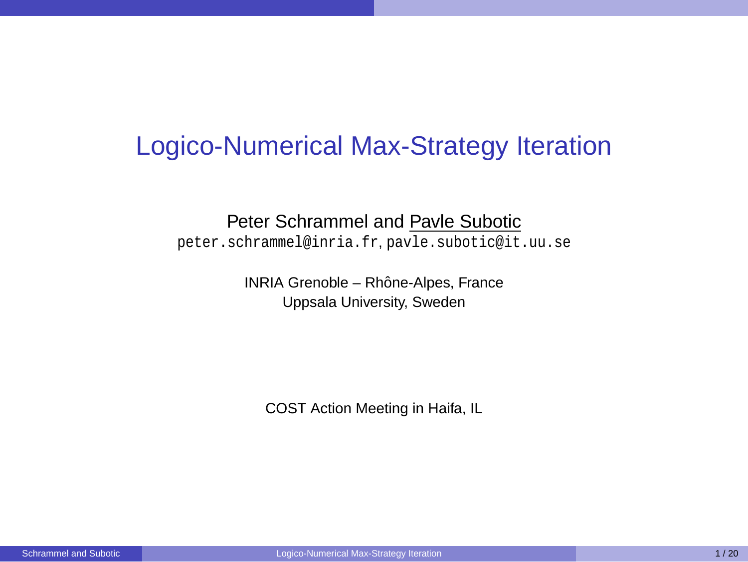# Logico-Numerical Max-Strategy Iteration

Peter Schrammel and Pavle Subotic

peter.schrammel@inria.fr, pavle.subotic@it.uu.se

INRIA Grenoble – Rhône-Alpes, France

Uppsala University, Sweden

COST Action Meeting in Haifa, IL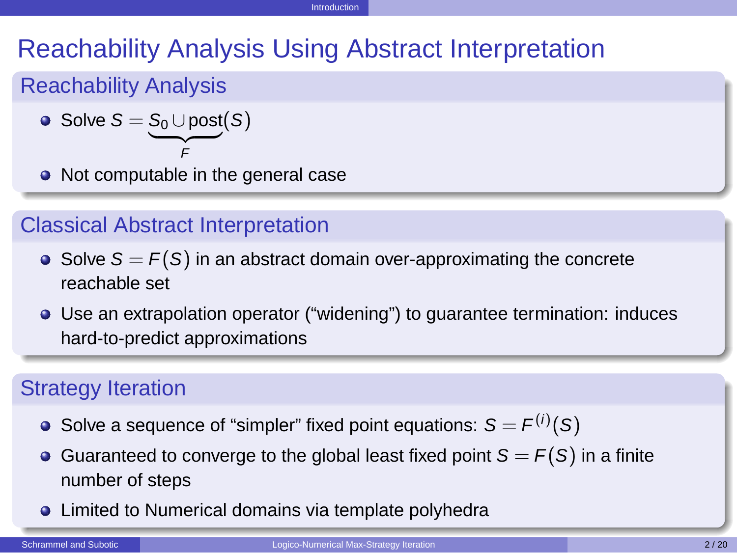# Reachability Analysis Using Abstract Interpretation

## Reachability Analysis

- Solve $S = \underbrace{S_0 \cup \text{post}(S)}_{F}$
- Not computable in the general case

## Classical Abstract Interpretation

- Solve $S = F(S)$ in an abstract domain over-approximating the concrete reachable set
- Use an extrapolation operator ("widening") to guarantee termination: induces hard-to-predict approximations

## Strategy Iteration

- Solve a sequence of "simpler" fixed point equations: $S = F^{(i)}(S)$
- Guaranteed to converge to the global least fixed point $S = F(S)$ in a finite number of steps
- Limited to Numerical domains via template polyhedra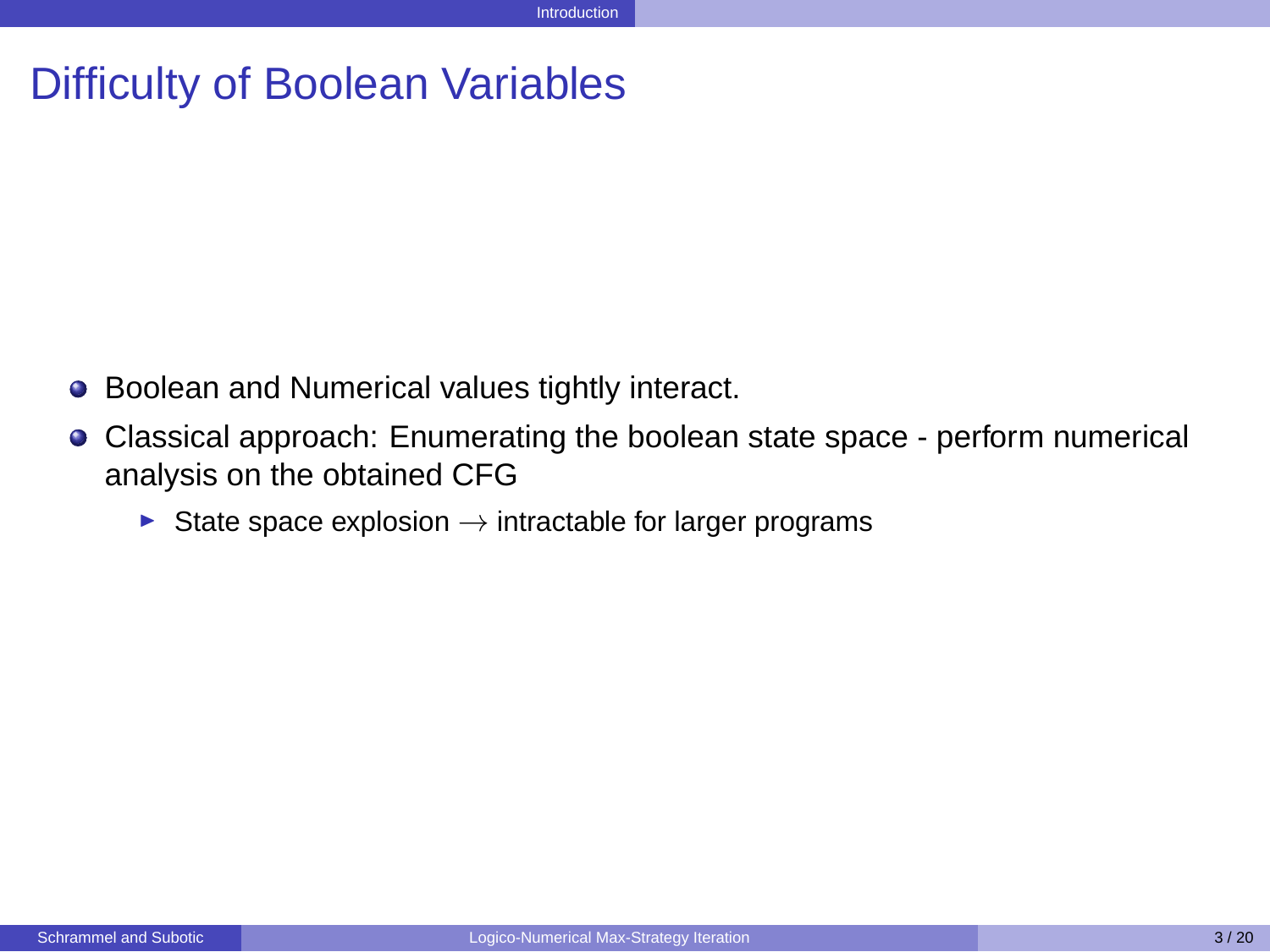# Difficulty of Boolean Variables

- Boolean and Numerical values tightly interact.
- Classical approach: Enumerating the boolean state space - perform numerical analysis on the obtained CFG
  - State space explosion $\rightarrow$ intractable for larger programs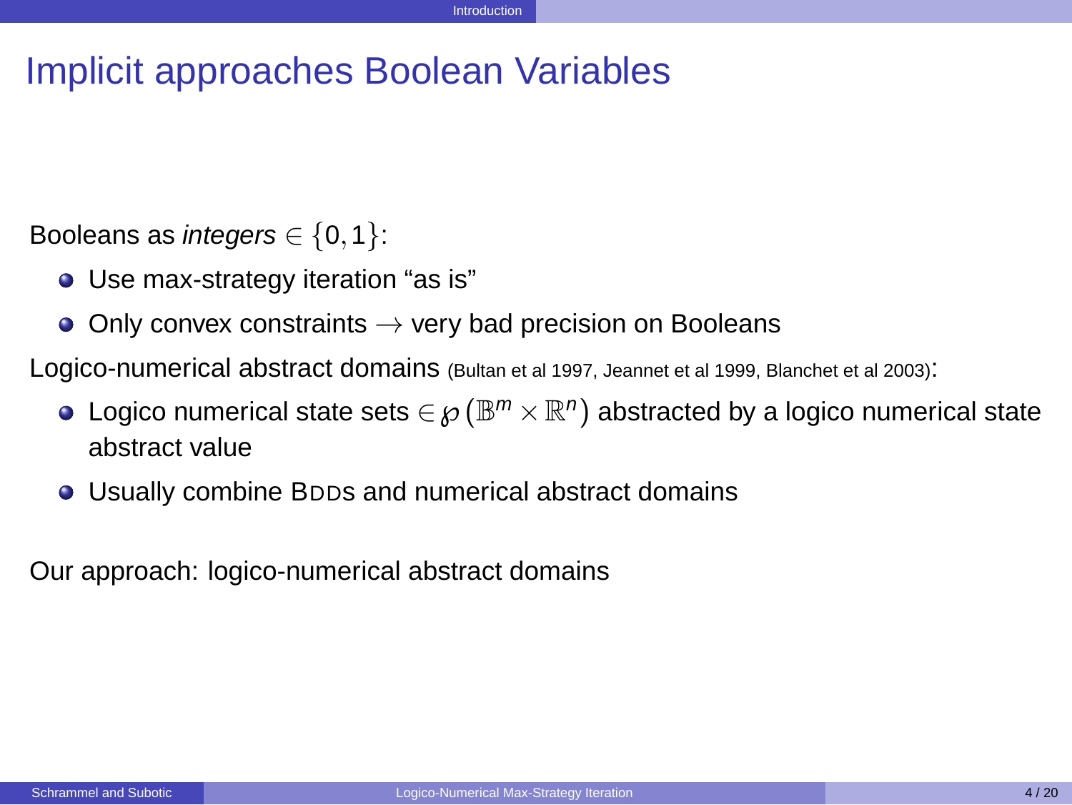# Implicit approaches Boolean Variables

Booleans as *integers* $\in \{0,1\}$:

- Use max-strategy iteration "as is"
- Only convex constraints $\rightarrow$ very bad precision on Booleans

Logico-numerical abstract domains (Bultan et al 1997, Jeannet et al 1999, Blanchet et al 2003):

- Logico numerical state sets $\in \wp(\mathbb{B}^m \times \mathbb{R}^n)$ abstracted by a logico numerical state abstract value
- Usually combine BDDs and numerical abstract domains

Our approach: logico-numerical abstract domains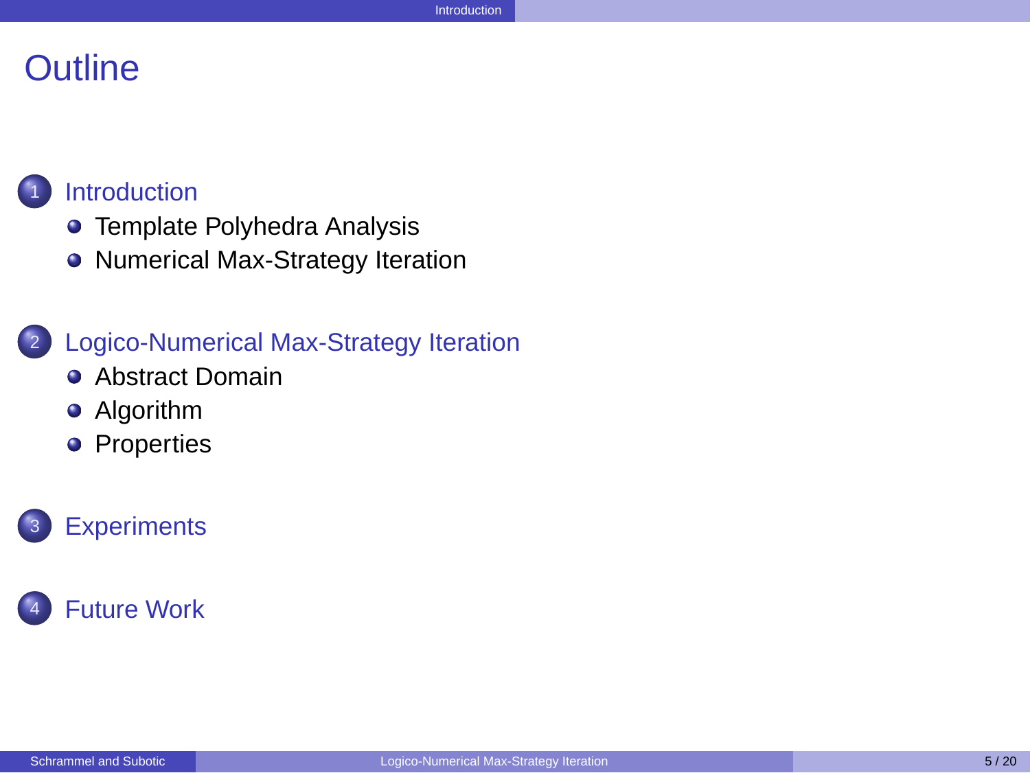# Outline

1. Introduction
   - Template Polyhedra Analysis
   - Numerical Max-Strategy Iteration
2. Logico-Numerical Max-Strategy Iteration
   - Abstract Domain
   - Algorithm
   - Properties
3. Experiments
4. Future Work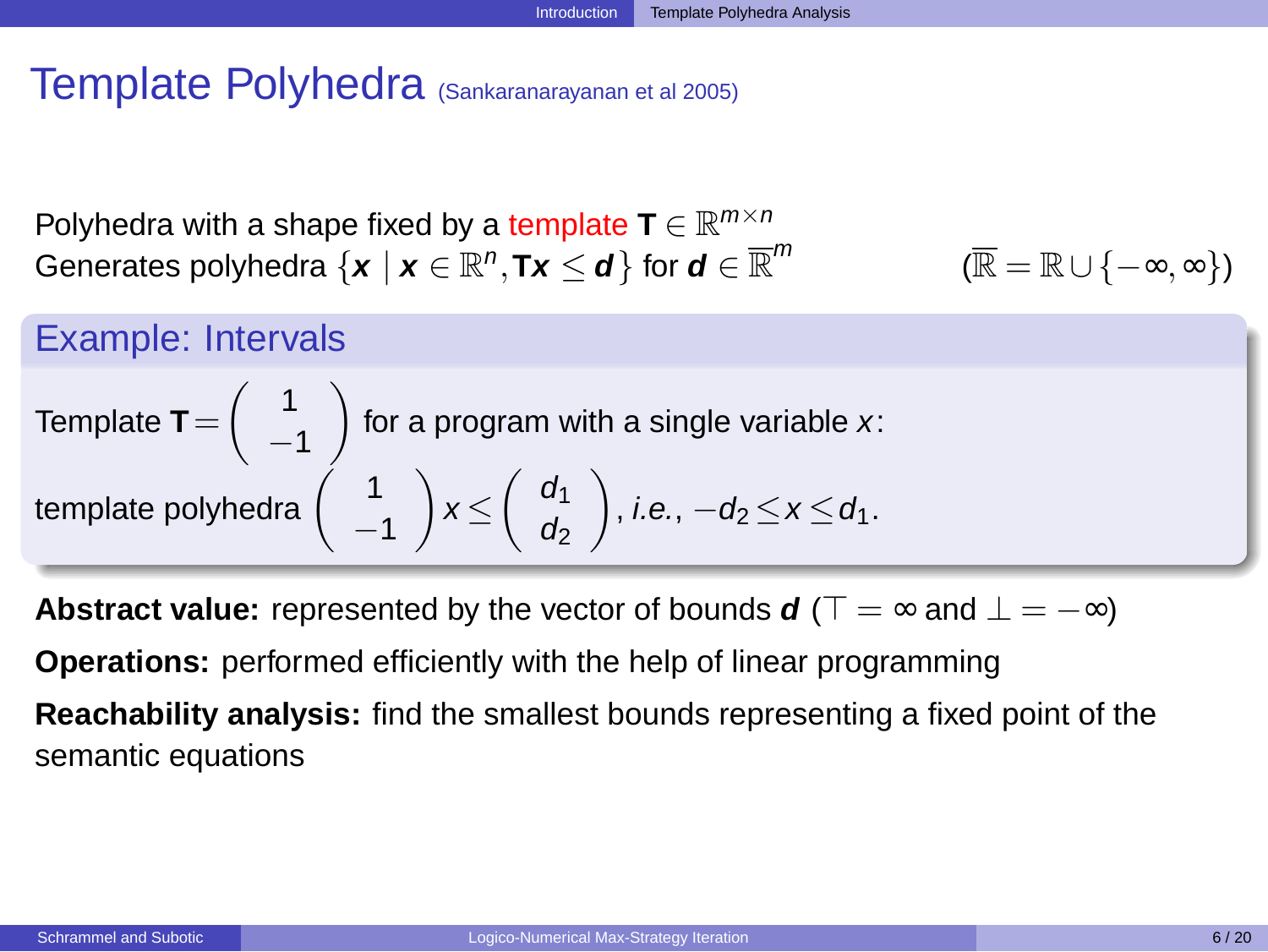# Template Polyhedra (Sankaranarayanan et al 2005)

Polyhedra with a shape fixed by a template $\mathbf{T} \in \mathbb{R}^{m \times n}$
Generates polyhedra $\{\boldsymbol{x} \mid \boldsymbol{x} \in \mathbb{R}^n, \mathbf{T}\boldsymbol{x} \leq \boldsymbol{d}\}$ for $\boldsymbol{d} \in \overline{\mathbb{R}}^m$ $\quad (\overline{\mathbb{R}} = \mathbb{R} \cup \{-\infty, \infty\})$

## Example: Intervals

Template $\mathbf{T} = \begin{pmatrix} 1 \\ -1 \end{pmatrix}$ for a program with a single variable $x$:

template polyhedra $\begin{pmatrix} 1 \\ -1 \end{pmatrix} x \leq \begin{pmatrix} d_1 \\ d_2 \end{pmatrix}$, *i.e.*, $-d_2 \leq x \leq d_1$.

**Abstract value:** represented by the vector of bounds $\boldsymbol{d}$ ($\top = \infty$ and $\bot = -\infty$)

**Operations:** performed efficiently with the help of linear programming

**Reachability analysis:** find the smallest bounds representing a fixed point of the semantic equations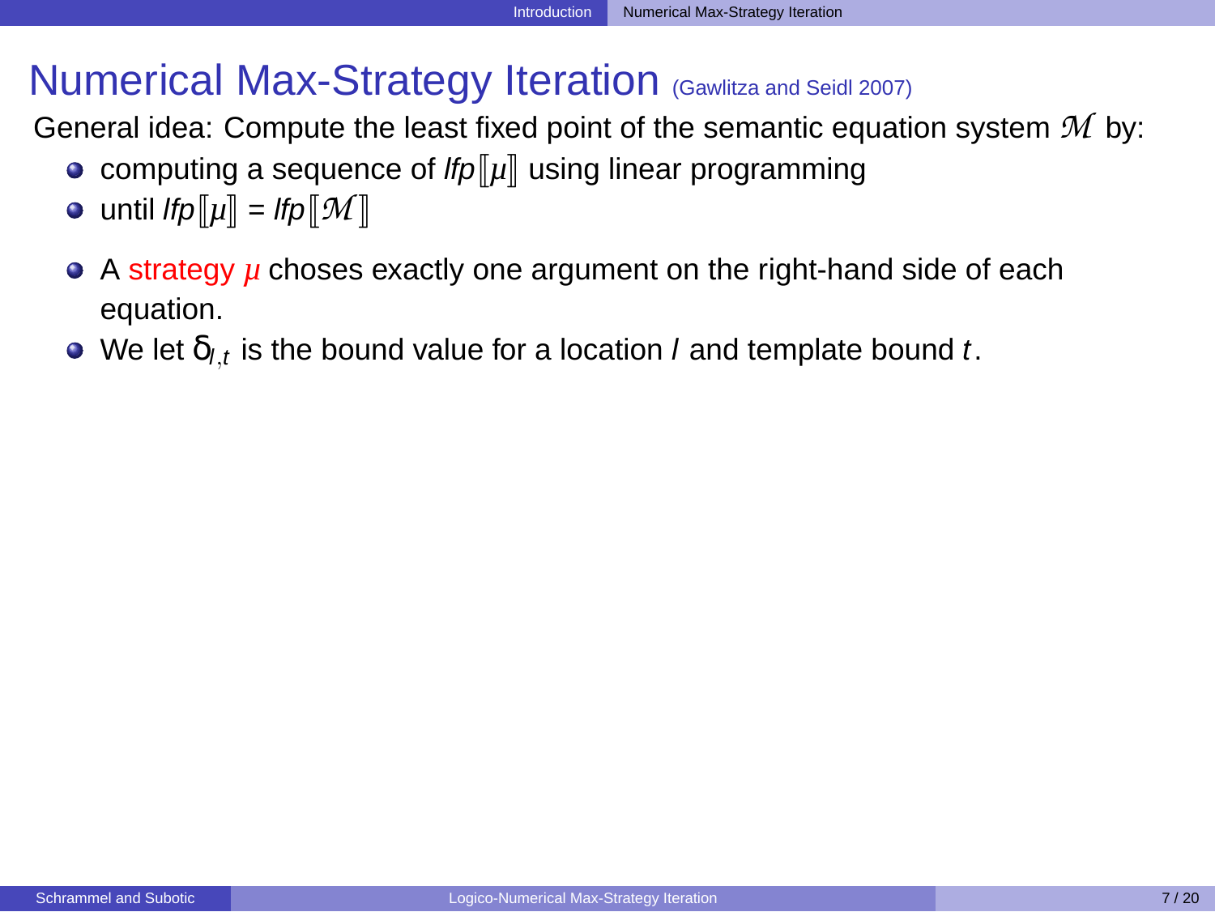# Numerical Max-Strategy Iteration (Gawlitza and Seidl 2007)

General idea: Compute the least fixed point of the semantic equation system $\mathcal{M}$ by:

- computing a sequence of $lfp[\![\mu]\!]$ using linear programming
- until $lfp[\![\mu]\!] = lfp[\![\mathcal{M}]\!]$

- A strategy $\mu$ choses exactly one argument on the right-hand side of each equation.
- We let $\delta_{l,t}$ is the bound value for a location $l$ and template bound $t$.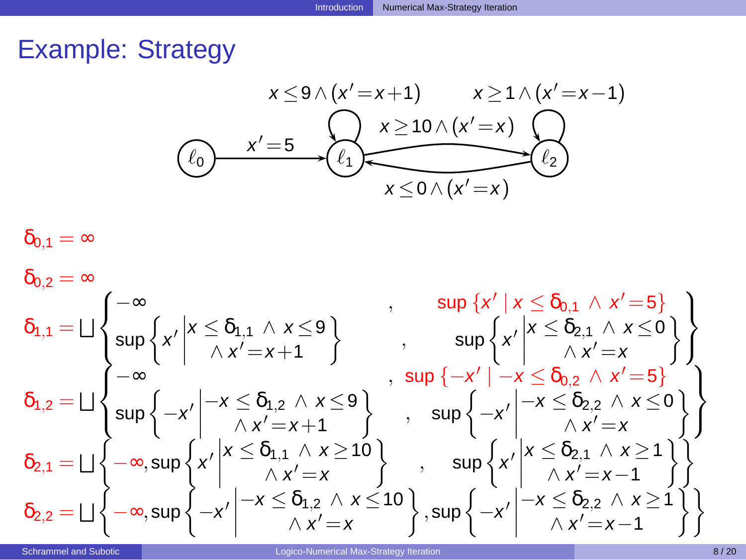# Example: Strategy

Transitions:
- $\ell_0 \to \ell_1$: $x' = 5$
- $\ell_1 \to \ell_1$: $x \leq 9 \wedge (x' = x+1)$
- $\ell_1 \to \ell_2$: $x \geq 10 \wedge (x' = x)$
- $\ell_2 \to \ell_1$: $x \leq 0 \wedge (x' = x)$
- $\ell_2 \to \ell_2$: $x \geq 1 \wedge (x' = x-1)$

$$\delta_{0,1} = \infty$$

$$\delta_{0,2} = \infty$$

$$\delta_{1,1} = \bigsqcup \left\{ \begin{array}{ll} -\infty & , \quad \sup \{x' \mid x \leq \delta_{0,1} \wedge x' = 5\} \\ \sup \left\{ x' \,\middle|\, \begin{array}{c} x \leq \delta_{1,1} \wedge x \leq 9 \\ \wedge\, x' = x+1 \end{array} \right\} & , \quad \sup \left\{ x' \,\middle|\, \begin{array}{c} x \leq \delta_{2,1} \wedge x \leq 0 \\ \wedge\, x' = x \end{array} \right\} \end{array} \right\}$$

$$\delta_{1,2} = \bigsqcup \left\{ \begin{array}{ll} -\infty & , \quad \sup \{-x' \mid -x \leq \delta_{0,2} \wedge x' = 5\} \\ \sup \left\{ -x' \,\middle|\, \begin{array}{c} -x \leq \delta_{1,2} \wedge x \leq 9 \\ \wedge\, x' = x+1 \end{array} \right\} & , \quad \sup \left\{ -x' \,\middle|\, \begin{array}{c} -x \leq \delta_{2,2} \wedge x \leq 0 \\ \wedge\, x' = x \end{array} \right\} \end{array} \right\}$$

$$\delta_{2,1} = \bigsqcup \left\{ -\infty, \sup \left\{ x' \,\middle|\, \begin{array}{c} x \leq \delta_{1,1} \wedge x \geq 10 \\ \wedge\, x' = x \end{array} \right\} , \sup \left\{ x' \,\middle|\, \begin{array}{c} x \leq \delta_{2,1} \wedge x \geq 1 \\ \wedge\, x' = x-1 \end{array} \right\} \right\}$$

$$\delta_{2,2} = \bigsqcup \left\{ -\infty, \sup \left\{ -x' \,\middle|\, \begin{array}{c} -x \leq \delta_{1,2} \wedge x \leq 10 \\ \wedge\, x' = x \end{array} \right\} , \sup \left\{ -x' \,\middle|\, \begin{array}{c} -x \leq \delta_{2,2} \wedge x \geq 1 \\ \wedge\, x' = x-1 \end{array} \right\} \right\}$$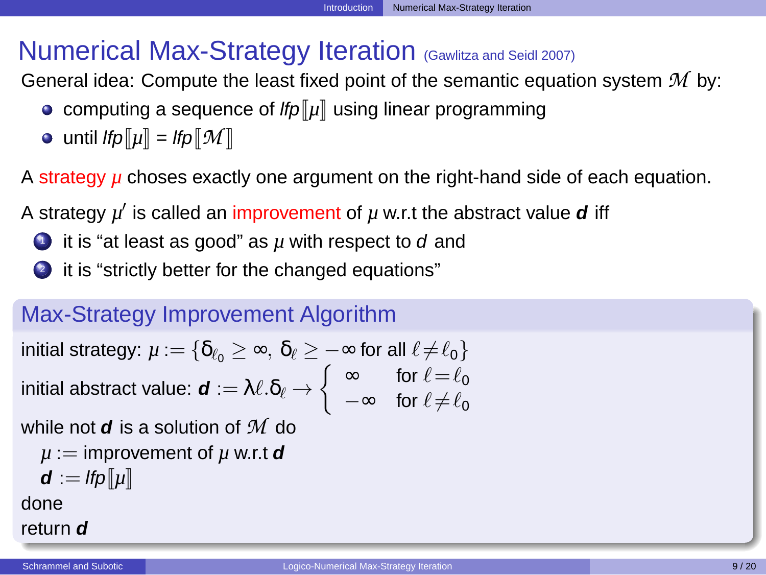# Numerical Max-Strategy Iteration (Gawlitza and Seidl 2007)

General idea: Compute the least fixed point of the semantic equation system $\mathcal{M}$ by:

- computing a sequence of *lfp*$[\![\mu]\!]$ using linear programming
- until *lfp*$[\![\mu]\!]$ = *lfp*$[\![\mathcal{M}]\!]$

A strategy $\mu$ choses exactly one argument on the right-hand side of each equation.

A strategy $\mu'$ is called an improvement of $\mu$ w.r.t the abstract value ***d*** iff

1. it is "at least as good" as $\mu$ with respect to *d* and
2. it is "strictly better for the changed equations"

## Max-Strategy Improvement Algorithm

initial strategy: $\mu := \{\delta_{\ell_0} \geq \infty,\ \delta_\ell \geq -\infty \text{ for all } \ell \neq \ell_0\}$

initial abstract value: $\boldsymbol{d} := \lambda\ell.\delta_\ell \rightarrow \begin{cases} \infty & \text{for } \ell = \ell_0 \\ -\infty & \text{for } \ell \neq \ell_0 \end{cases}$

while not ***d*** is a solution of $\mathcal{M}$ do

  $\mu :=$ improvement of $\mu$ w.r.t ***d***

  ***d*** $:=$ *lfp*$[\![\mu]\!]$

done

return ***d***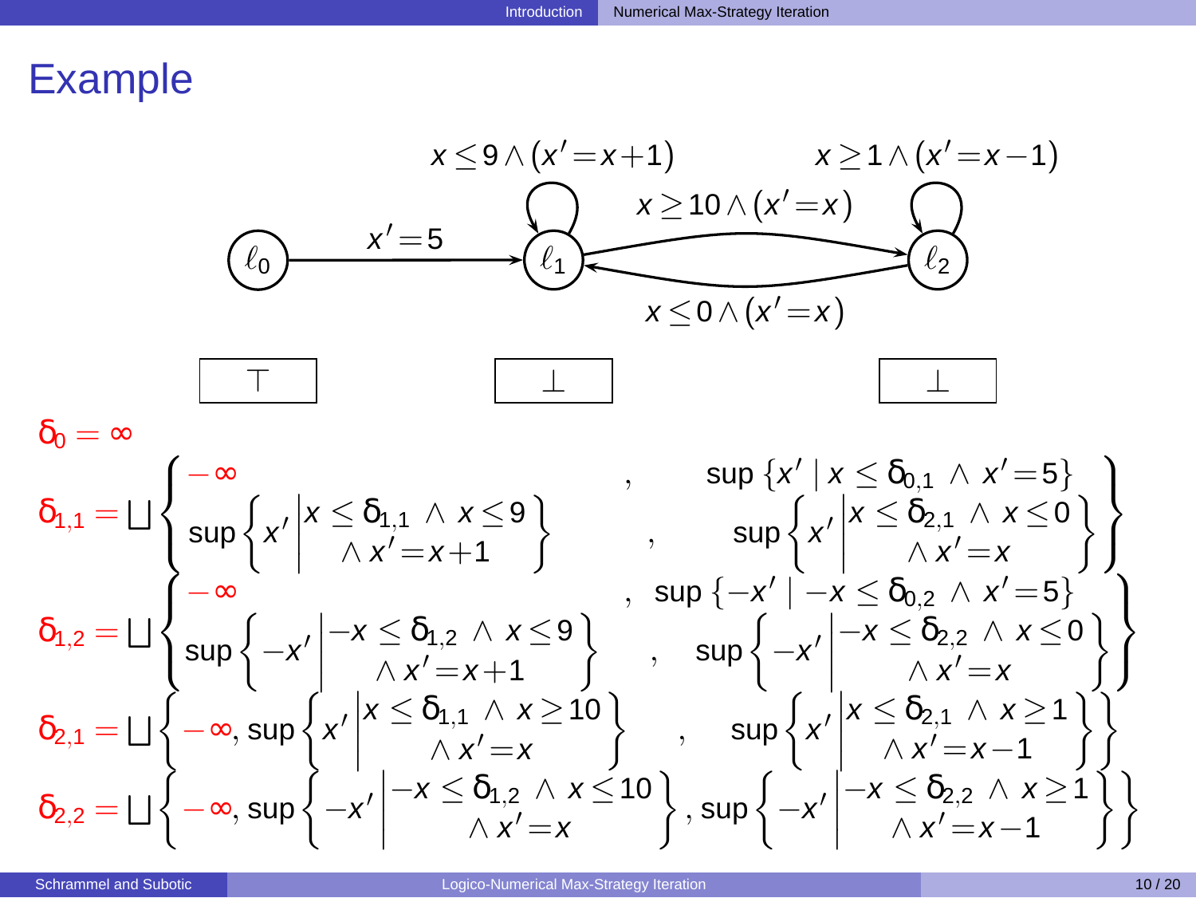# Example

$x \le 9 \wedge (x'=x+1)$ $\quad$ $x \ge 1 \wedge (x'=x-1)$

$\ell_0 \xrightarrow{x'=5} \ell_1$, $\quad \ell_1 \xrightarrow{x \ge 10 \wedge (x'=x)} \ell_2$, $\quad \ell_2 \xrightarrow{x \le 0 \wedge (x'=x)} \ell_1$

$\top \qquad \bot \qquad \bot$

$\delta_0 = \infty$

$$\delta_{1,1} = \bigsqcup \left\{ \begin{array}{ll} -\infty &, \quad \sup\{x' \mid x \le \delta_{0,1} \wedge x'=5\} \\ \sup\left\{x' \middle| \begin{array}{c} x \le \delta_{1,1} \wedge x \le 9 \\ \wedge\, x'=x+1 \end{array}\right\} &, \quad \sup\left\{x' \middle| \begin{array}{c} x \le \delta_{2,1} \wedge x \le 0 \\ \wedge\, x'=x \end{array}\right\} \end{array} \right\}$$

$$\delta_{1,2} = \bigsqcup \left\{ \begin{array}{ll} -\infty &, \quad \sup\{-x' \mid -x \le \delta_{0,2} \wedge x'=5\} \\ \sup\left\{-x' \middle| \begin{array}{c} -x \le \delta_{1,2} \wedge x \le 9 \\ \wedge\, x'=x+1 \end{array}\right\} &, \quad \sup\left\{-x' \middle| \begin{array}{c} -x \le \delta_{2,2} \wedge x \le 0 \\ \wedge\, x'=x \end{array}\right\} \end{array} \right\}$$

$$\delta_{2,1} = \bigsqcup \left\{ -\infty, \sup\left\{x' \middle| \begin{array}{c} x \le \delta_{1,1} \wedge x \ge 10 \\ \wedge\, x'=x \end{array}\right\}, \quad \sup\left\{x' \middle| \begin{array}{c} x \le \delta_{2,1} \wedge x \ge 1 \\ \wedge\, x'=x-1 \end{array}\right\} \right\}$$

$$\delta_{2,2} = \bigsqcup \left\{ -\infty, \sup\left\{-x' \middle| \begin{array}{c} -x \le \delta_{1,2} \wedge x \le 10 \\ \wedge\, x'=x \end{array}\right\}, \sup\left\{-x' \middle| \begin{array}{c} -x \le \delta_{2,2} \wedge x \ge 1 \\ \wedge\, x'=x-1 \end{array}\right\} \right\}$$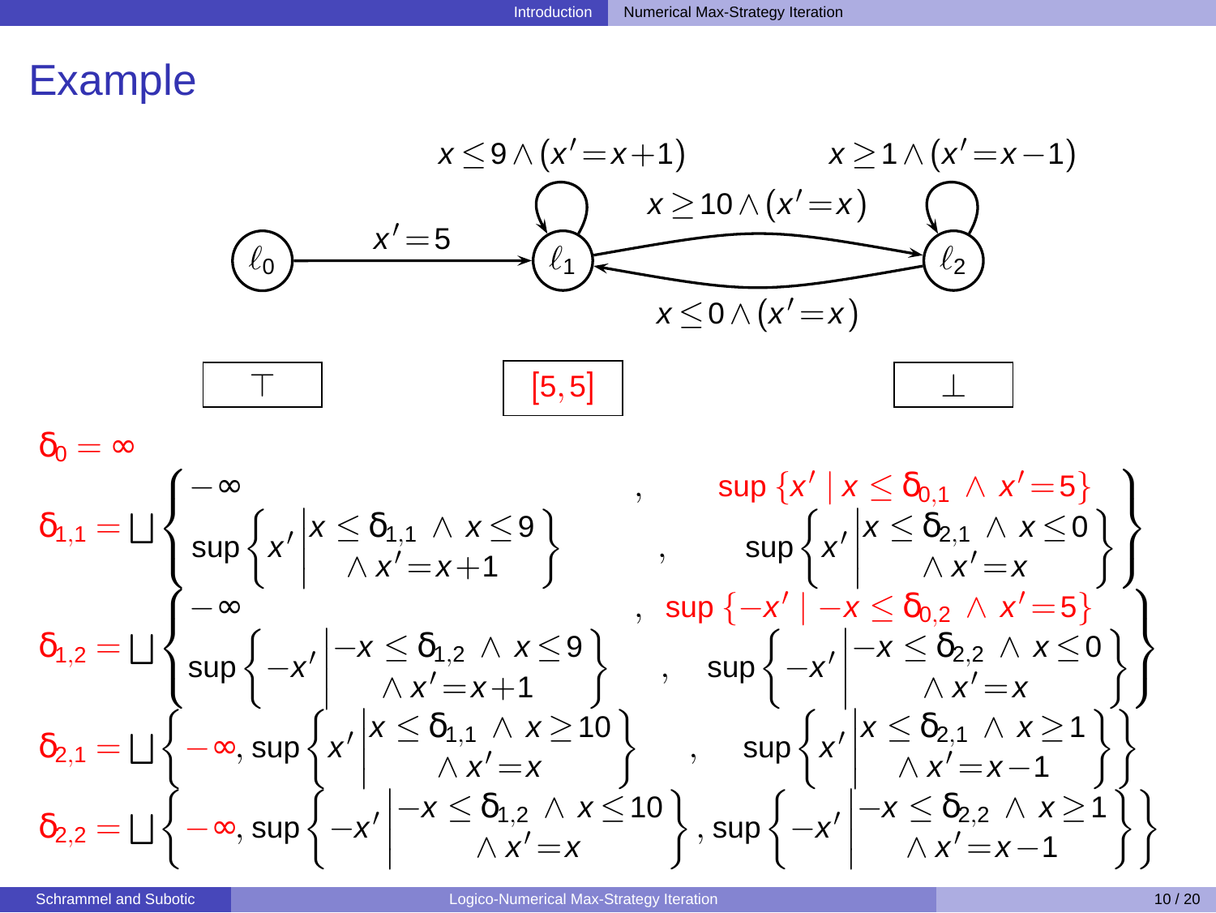# Example

Transition system:

- $\ell_0 \to \ell_1$: $x' = 5$
- $\ell_1 \to \ell_1$: $x \leq 9 \wedge (x' = x+1)$
- $\ell_1 \to \ell_2$: $x \geq 10 \wedge (x' = x)$
- $\ell_2 \to \ell_1$: $x \leq 0 \wedge (x' = x)$
- $\ell_2 \to \ell_2$: $x \geq 1 \wedge (x' = x-1)$

Values: $\ell_0$: $\top$, $\ell_1$: $[5,5]$, $\ell_2$: $\bot$

$$\delta_0 = \infty$$

$$\delta_{1,1} = \bigsqcup \left\{ \begin{array}{ll} -\infty , & \sup\{x' \mid x \leq \delta_{0,1} \wedge x' = 5\} \\ \sup\left\{x' \,\middle|\, \begin{array}{c} x \leq \delta_{1,1} \wedge x \leq 9 \\ \wedge\, x' = x+1 \end{array}\right\} , & \sup\left\{x' \,\middle|\, \begin{array}{c} x \leq \delta_{2,1} \wedge x \leq 0 \\ \wedge\, x' = x \end{array}\right\} \end{array} \right\}$$

$$\delta_{1,2} = \bigsqcup \left\{ \begin{array}{ll} -\infty , & \sup\{-x' \mid -x \leq \delta_{0,2} \wedge x' = 5\} \\ \sup\left\{-x' \,\middle|\, \begin{array}{c} -x \leq \delta_{1,2} \wedge x \leq 9 \\ \wedge\, x' = x+1 \end{array}\right\} , & \sup\left\{-x' \,\middle|\, \begin{array}{c} -x \leq \delta_{2,2} \wedge x \leq 0 \\ \wedge\, x' = x \end{array}\right\} \end{array} \right\}$$

$$\delta_{2,1} = \bigsqcup \left\{ -\infty, \sup\left\{x' \,\middle|\, \begin{array}{c} x \leq \delta_{1,1} \wedge x \geq 10 \\ \wedge\, x' = x \end{array}\right\} , \sup\left\{x' \,\middle|\, \begin{array}{c} x \leq \delta_{2,1} \wedge x \geq 1 \\ \wedge\, x' = x-1 \end{array}\right\} \right\}$$

$$\delta_{2,2} = \bigsqcup \left\{ -\infty, \sup\left\{-x' \,\middle|\, \begin{array}{c} -x \leq \delta_{1,2} \wedge x \leq 10 \\ \wedge\, x' = x \end{array}\right\} , \sup\left\{-x' \,\middle|\, \begin{array}{c} -x \leq \delta_{2,2} \wedge x \geq 1 \\ \wedge\, x' = x-1 \end{array}\right\} \right\}$$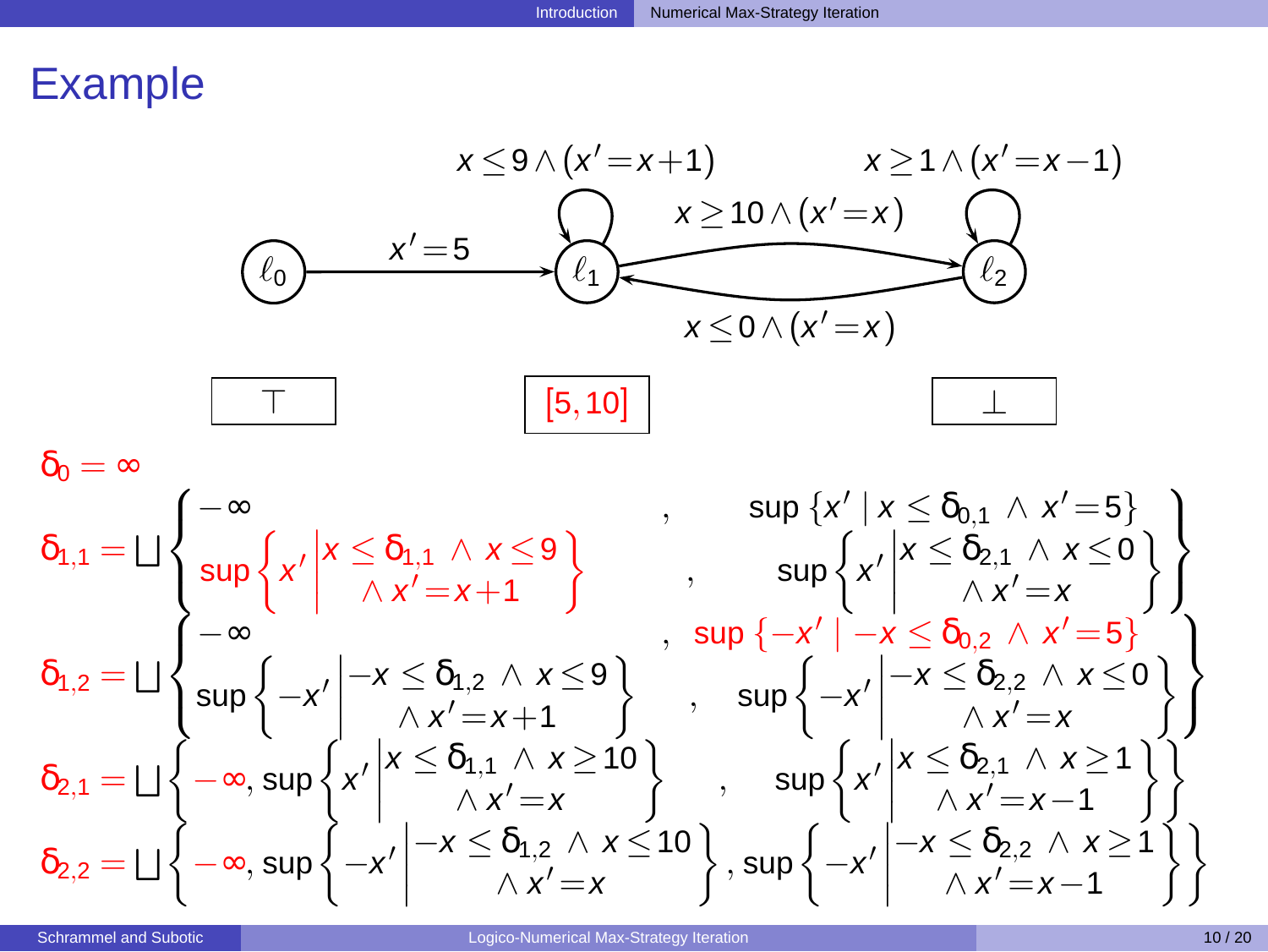# Example

$x \leq 9 \wedge (x' = x+1)$ $\quad$ $x \geq 1 \wedge (x' = x-1)$

$x' = 5$ $\quad$ $x \geq 10 \wedge (x' = x)$ $\quad$ $x \leq 0 \wedge (x' = x)$

$\ell_0$ $\quad$ $\ell_1$ $\quad$ $\ell_2$

$\top$ $\quad$ $[5, 10]$ $\quad$ $\bot$

$$\delta_0 = \infty$$

$$\delta_{1,1} = \bigsqcup \left\{ \begin{array}{ll} -\infty & , \quad \sup\{x' \mid x \leq \delta_{0,1} \wedge x' = 5\} \\ \sup\left\{ x' \middle| \begin{array}{c} x \leq \delta_{1,1} \wedge x \leq 9 \\ \wedge x' = x+1 \end{array} \right\} & , \quad \sup\left\{ x' \middle| \begin{array}{c} x \leq \delta_{2,1} \wedge x \leq 0 \\ \wedge x' = x \end{array} \right\} \end{array} \right\}$$

$$\delta_{1,2} = \bigsqcup \left\{ \begin{array}{ll} -\infty & , \quad \sup\{-x' \mid -x \leq \delta_{0,2} \wedge x' = 5\} \\ \sup\left\{ -x' \middle| \begin{array}{c} -x \leq \delta_{1,2} \wedge x \leq 9 \\ \wedge x' = x+1 \end{array} \right\} & , \quad \sup\left\{ -x' \middle| \begin{array}{c} -x \leq \delta_{2,2} \wedge x \leq 0 \\ \wedge x' = x \end{array} \right\} \end{array} \right\}$$

$$\delta_{2,1} = \bigsqcup \left\{ -\infty, \sup\left\{ x' \middle| \begin{array}{c} x \leq \delta_{1,1} \wedge x \geq 10 \\ \wedge x' = x \end{array} \right\}, \sup\left\{ x' \middle| \begin{array}{c} x \leq \delta_{2,1} \wedge x \geq 1 \\ \wedge x' = x-1 \end{array} \right\} \right\}$$

$$\delta_{2,2} = \bigsqcup \left\{ -\infty, \sup\left\{ -x' \middle| \begin{array}{c} -x \leq \delta_{1,2} \wedge x \leq 10 \\ \wedge x' = x \end{array} \right\}, \sup\left\{ -x' \middle| \begin{array}{c} -x \leq \delta_{2,2} \wedge x \geq 1 \\ \wedge x' = x-1 \end{array} \right\} \right\}$$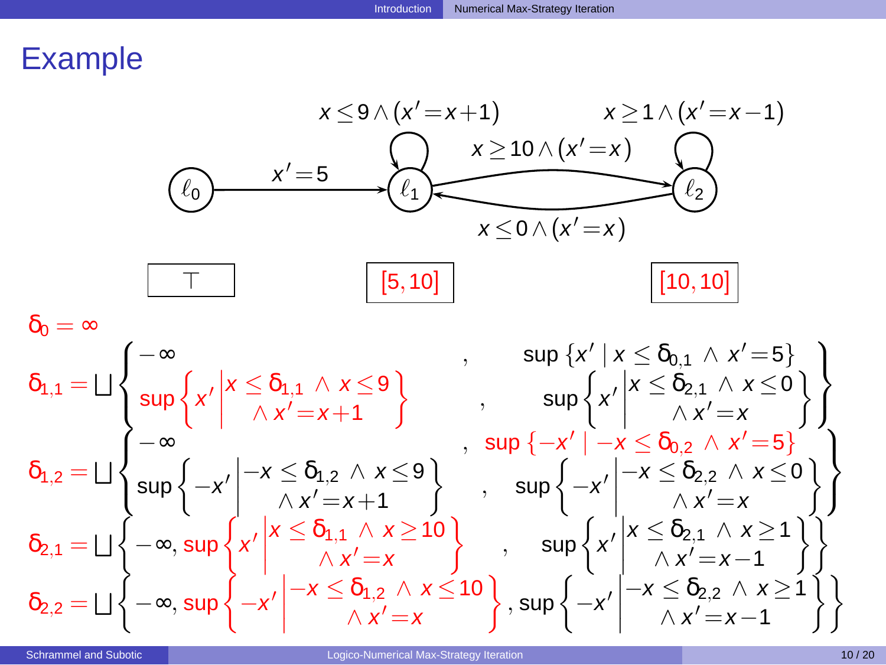# Example

$x \leq 9 \wedge (x' = x+1)$ &nbsp;&nbsp;&nbsp;&nbsp; $x \geq 1 \wedge (x' = x-1)$

$\ell_0 \xrightarrow{x'=5} \ell_1$, &nbsp; $\ell_1 \xrightarrow{x \geq 10 \wedge (x'=x)} \ell_2$, &nbsp; $\ell_2 \xrightarrow{x \leq 0 \wedge (x'=x)} \ell_1$

$\top$ &nbsp;&nbsp;&nbsp;&nbsp; $[5, 10]$ &nbsp;&nbsp;&nbsp;&nbsp; $[10, 10]$

$\delta_0 = \infty$

$$\delta_{1,1} = \bigsqcup \left\{ \begin{array}{ll} -\infty & , \quad \sup \{x' \mid x \leq \delta_{0,1} \wedge x' = 5\} \\ \sup \left\{ x' \,\middle|\, \begin{array}{c} x \leq \delta_{1,1} \wedge x \leq 9 \\ \wedge\, x' = x+1 \end{array} \right\} & , \quad \sup \left\{ x' \,\middle|\, \begin{array}{c} x \leq \delta_{2,1} \wedge x \leq 0 \\ \wedge\, x' = x \end{array} \right\} \end{array} \right\}$$

$$\delta_{1,2} = \bigsqcup \left\{ \begin{array}{ll} -\infty & , \quad \sup \{-x' \mid -x \leq \delta_{0,2} \wedge x' = 5\} \\ \sup \left\{ -x' \,\middle|\, \begin{array}{c} -x \leq \delta_{1,2} \wedge x \leq 9 \\ \wedge\, x' = x+1 \end{array} \right\} & , \quad \sup \left\{ -x' \,\middle|\, \begin{array}{c} -x \leq \delta_{2,2} \wedge x \leq 0 \\ \wedge\, x' = x \end{array} \right\} \end{array} \right\}$$

$$\delta_{2,1} = \bigsqcup \left\{ -\infty, \sup \left\{ x' \,\middle|\, \begin{array}{c} x \leq \delta_{1,1} \wedge x \geq 10 \\ \wedge\, x' = x \end{array} \right\} , \quad \sup \left\{ x' \,\middle|\, \begin{array}{c} x \leq \delta_{2,1} \wedge x \geq 1 \\ \wedge\, x' = x-1 \end{array} \right\} \right\}$$

$$\delta_{2,2} = \bigsqcup \left\{ -\infty, \sup \left\{ -x' \,\middle|\, \begin{array}{c} -x \leq \delta_{1,2} \wedge x \leq 10 \\ \wedge\, x' = x \end{array} \right\} , \sup \left\{ -x' \,\middle|\, \begin{array}{c} -x \leq \delta_{2,2} \wedge x \geq 1 \\ \wedge\, x' = x-1 \end{array} \right\} \right\}$$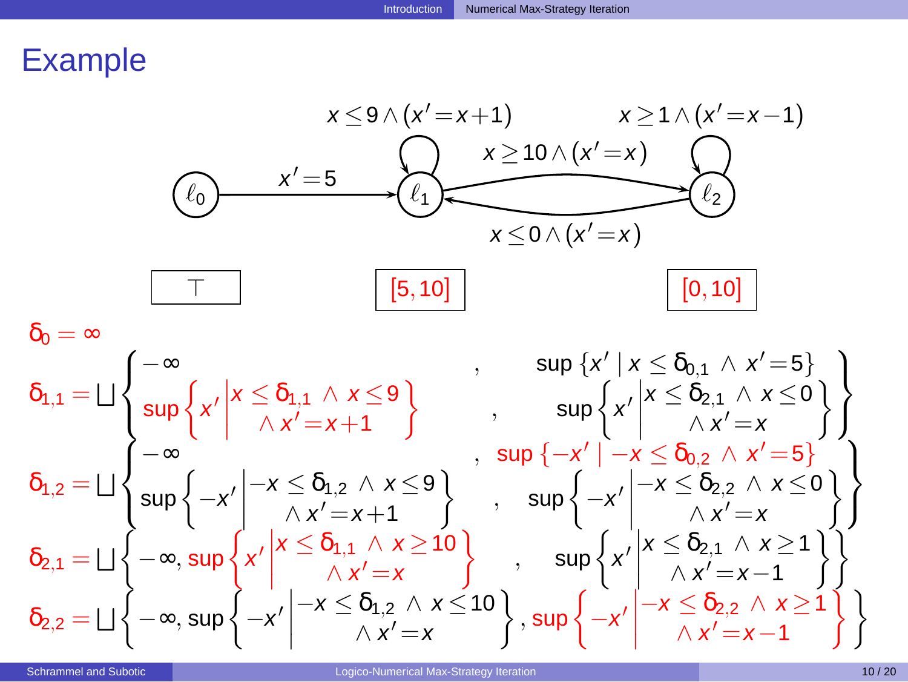# Example

$\ell_0 \xrightarrow{x'=5} \ell_1$, loop on $\ell_1$: $x \le 9 \wedge (x'=x+1)$, $\ell_1 \to \ell_2$: $x \ge 10 \wedge (x'=x)$, $\ell_2 \to \ell_1$: $x \le 0 \wedge (x'=x)$, loop on $\ell_2$: $x \ge 1 \wedge (x'=x-1)$

$\ell_0$: $\top$ $\qquad$ $\ell_1$: $[5,10]$ $\qquad$ $\ell_2$: $[0,10]$

$\delta_0 = \infty$

$$\delta_{1,1} = \bigsqcup \left\{ \begin{array}{ll} -\infty & , \quad \sup\{x' \mid x \le \delta_{0,1} \wedge x'=5\} \\ \sup\left\{x' \middle| \begin{array}{c} x \le \delta_{1,1} \wedge x \le 9 \\ \wedge x'=x+1 \end{array}\right\} & , \quad \sup\left\{x' \middle| \begin{array}{c} x \le \delta_{2,1} \wedge x \le 0 \\ \wedge x'=x \end{array}\right\} \end{array} \right\}$$

$$\delta_{1,2} = \bigsqcup \left\{ \begin{array}{ll} -\infty & , \quad \sup\{-x' \mid -x \le \delta_{0,2} \wedge x'=5\} \\ \sup\left\{-x' \middle| \begin{array}{c} -x \le \delta_{1,2} \wedge x \le 9 \\ \wedge x'=x+1 \end{array}\right\} & , \quad \sup\left\{-x' \middle| \begin{array}{c} -x \le \delta_{2,2} \wedge x \le 0 \\ \wedge x'=x \end{array}\right\} \end{array} \right\}$$

$$\delta_{2,1} = \bigsqcup \left\{ -\infty, \sup\left\{x' \middle| \begin{array}{c} x \le \delta_{1,1} \wedge x \ge 10 \\ \wedge x'=x \end{array}\right\}, \sup\left\{x' \middle| \begin{array}{c} x \le \delta_{2,1} \wedge x \ge 1 \\ \wedge x'=x-1 \end{array}\right\} \right\}$$

$$\delta_{2,2} = \bigsqcup \left\{ -\infty, \sup\left\{-x' \middle| \begin{array}{c} -x \le \delta_{1,2} \wedge x \le 10 \\ \wedge x'=x \end{array}\right\}, \sup\left\{-x' \middle| \begin{array}{c} -x \le \delta_{2,2} \wedge x \ge 1 \\ \wedge x'=x-1 \end{array}\right\} \right\}$$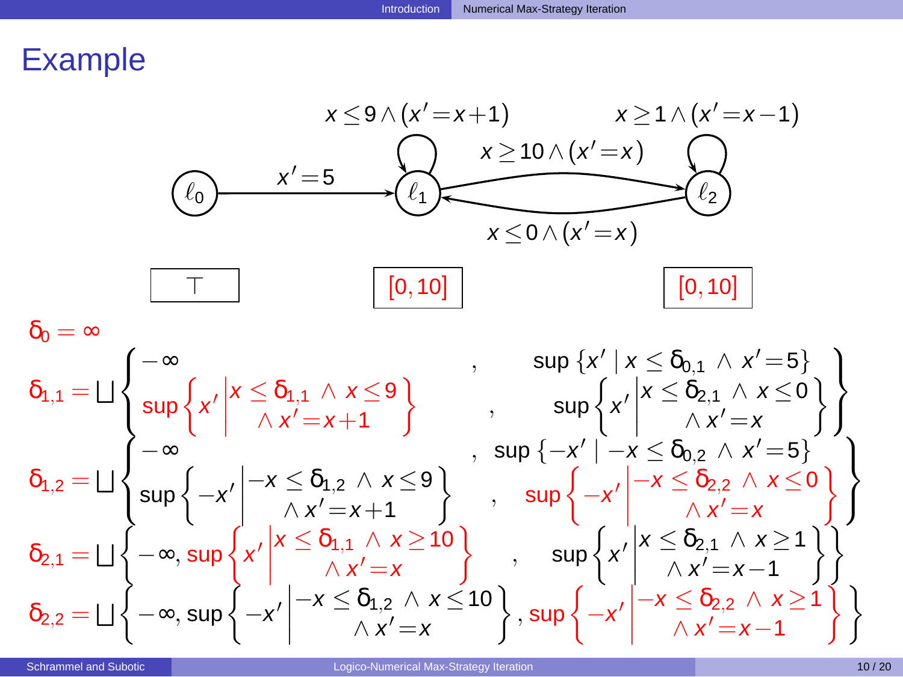## Example

Transitions:

- $\ell_0 \to \ell_1$: $x' = 5$
- $\ell_1 \to \ell_1$: $x \leq 9 \wedge (x' = x + 1)$
- $\ell_1 \to \ell_2$: $x \geq 10 \wedge (x' = x)$
- $\ell_2 \to \ell_1$: $x \leq 0 \wedge (x' = x)$
- $\ell_2 \to \ell_2$: $x \geq 1 \wedge (x' = x - 1)$

| $\ell_0$ | $\ell_1$ | $\ell_2$ |
|---|---|---|
| $\top$ | $[0, 10]$ | $[0, 10]$ |

$$\delta_0 = \infty$$

$$\delta_{1,1} = \bigsqcup \left\{ \begin{array}{ll} -\infty & , \quad \sup \{x' \mid x \leq \delta_{0,1} \wedge x' = 5\} \\ \sup \left\{ x' \middle| \begin{array}{c} x \leq \delta_{1,1} \wedge x \leq 9 \\ \wedge x' = x + 1 \end{array} \right\} & , \quad \sup \left\{ x' \middle| \begin{array}{c} x \leq \delta_{2,1} \wedge x \leq 0 \\ \wedge x' = x \end{array} \right\} \end{array} \right\}$$

$$\delta_{1,2} = \bigsqcup \left\{ \begin{array}{ll} -\infty & , \quad \sup \{-x' \mid -x \leq \delta_{0,2} \wedge x' = 5\} \\ \sup \left\{ -x' \middle| \begin{array}{c} -x \leq \delta_{1,2} \wedge x \leq 9 \\ \wedge x' = x + 1 \end{array} \right\} & , \quad \sup \left\{ -x' \middle| \begin{array}{c} -x \leq \delta_{2,2} \wedge x \leq 0 \\ \wedge x' = x \end{array} \right\} \end{array} \right\}$$

$$\delta_{2,1} = \bigsqcup \left\{ -\infty, \sup \left\{ x' \middle| \begin{array}{c} x \leq \delta_{1,1} \wedge x \geq 10 \\ \wedge x' = x \end{array} \right\}, \quad \sup \left\{ x' \middle| \begin{array}{c} x \leq \delta_{2,1} \wedge x \geq 1 \\ \wedge x' = x - 1 \end{array} \right\} \right\}$$

$$\delta_{2,2} = \bigsqcup \left\{ -\infty, \sup \left\{ -x' \middle| \begin{array}{c} -x \leq \delta_{1,2} \wedge x \leq 10 \\ \wedge x' = x \end{array} \right\}, \sup \left\{ -x' \middle| \begin{array}{c} -x \leq \delta_{2,2} \wedge x \geq 1 \\ \wedge x' = x - 1 \end{array} \right\} \right\}$$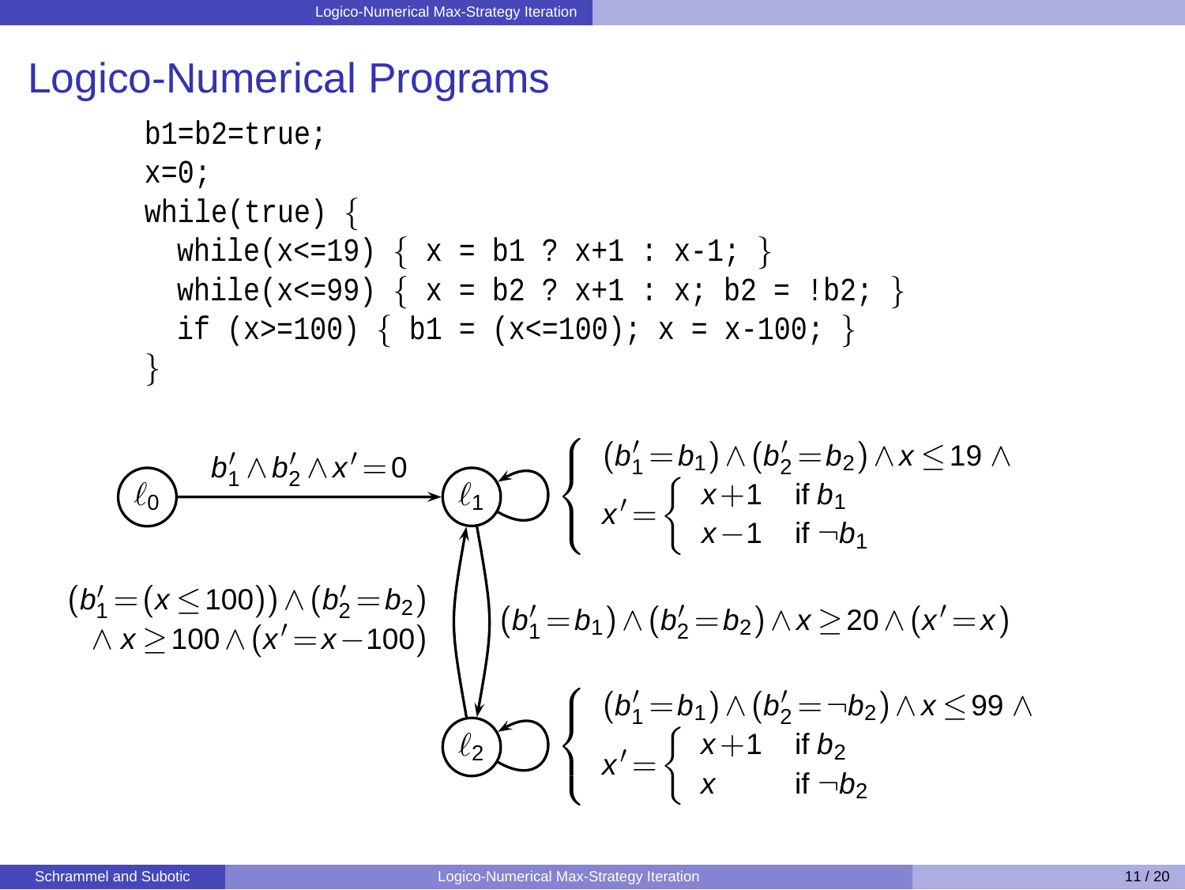# Logico-Numerical Programs

```
b1=b2=true;
x=0;
while(true) {
  while(x<=19) { x = b1 ? x+1 : x-1; }
  while(x<=99) { x = b2 ? x+1 : x; b2 = !b2; }
  if (x>=100) { b1 = (x<=100); x = x-100; }
}
```

$\ell_0 \rightarrow \ell_1$: $b_1' \wedge b_2' \wedge x' = 0$

$\ell_1 \rightarrow \ell_1$:

$$\begin{cases} (b_1' = b_1) \wedge (b_2' = b_2) \wedge x \leq 19 \wedge \\ x' = \begin{cases} x+1 & \text{if } b_1 \\ x-1 & \text{if } \neg b_1 \end{cases} \end{cases}$$

$\ell_1 \rightarrow \ell_2$: $(b_1' = b_1) \wedge (b_2' = b_2) \wedge x \geq 20 \wedge (x' = x)$

$\ell_2 \rightarrow \ell_1$: $(b_1' = (x \leq 100)) \wedge (b_2' = b_2) \wedge x \geq 100 \wedge (x' = x - 100)$

$\ell_2 \rightarrow \ell_2$:

$$\begin{cases} (b_1' = b_1) \wedge (b_2' = \neg b_2) \wedge x \leq 99 \wedge \\ x' = \begin{cases} x+1 & \text{if } b_2 \\ x & \text{if } \neg b_2 \end{cases} \end{cases}$$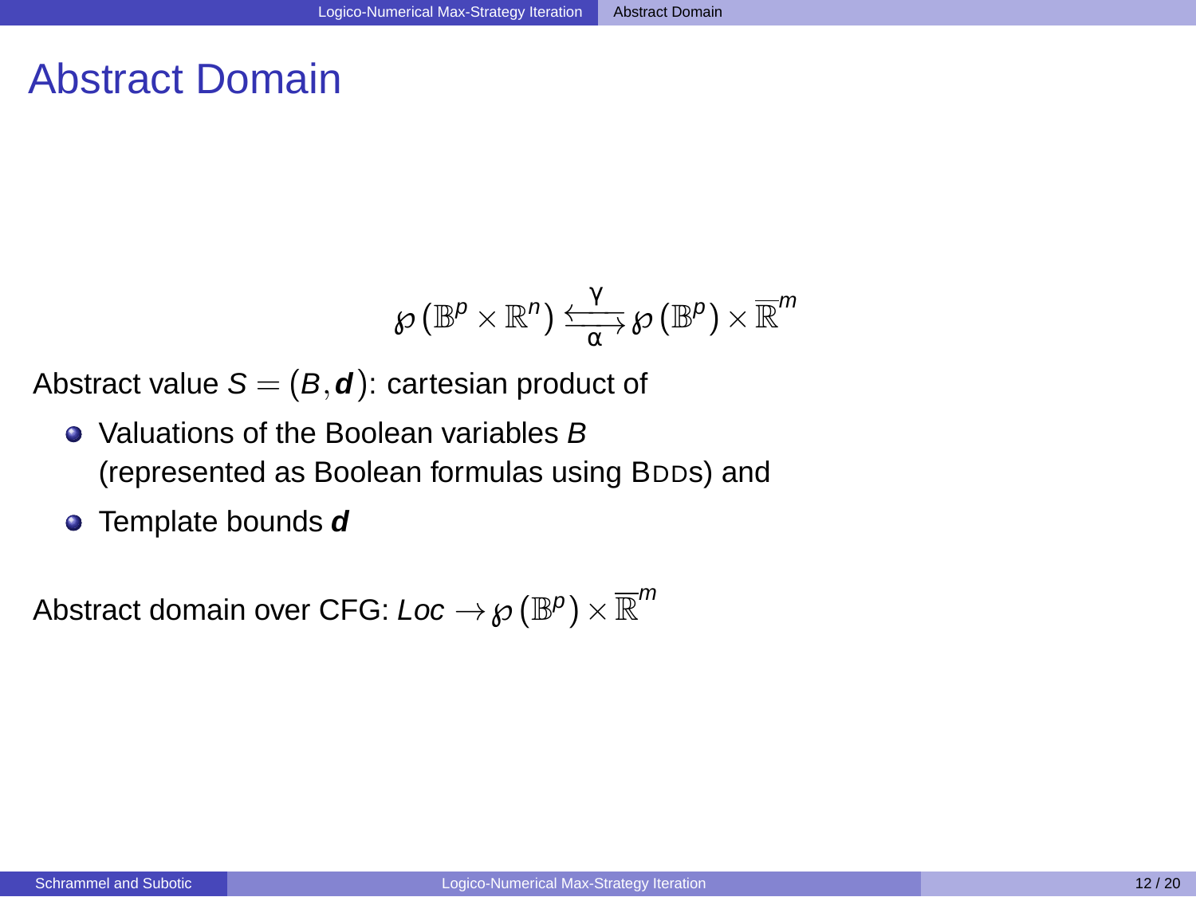# Abstract Domain

$$\wp(\mathbb{B}^p \times \mathbb{R}^n) \underset{\alpha}{\overset{\gamma}{\leftrightarrows}} \wp(\mathbb{B}^p) \times \overline{\mathbb{R}}^m$$

Abstract value $S = (B, \boldsymbol{d})$: cartesian product of

- Valuations of the Boolean variables $B$ (represented as Boolean formulas using BDDs) and
- Template bounds $\boldsymbol{d}$

Abstract domain over CFG: $Loc \to \wp(\mathbb{B}^p) \times \overline{\mathbb{R}}^m$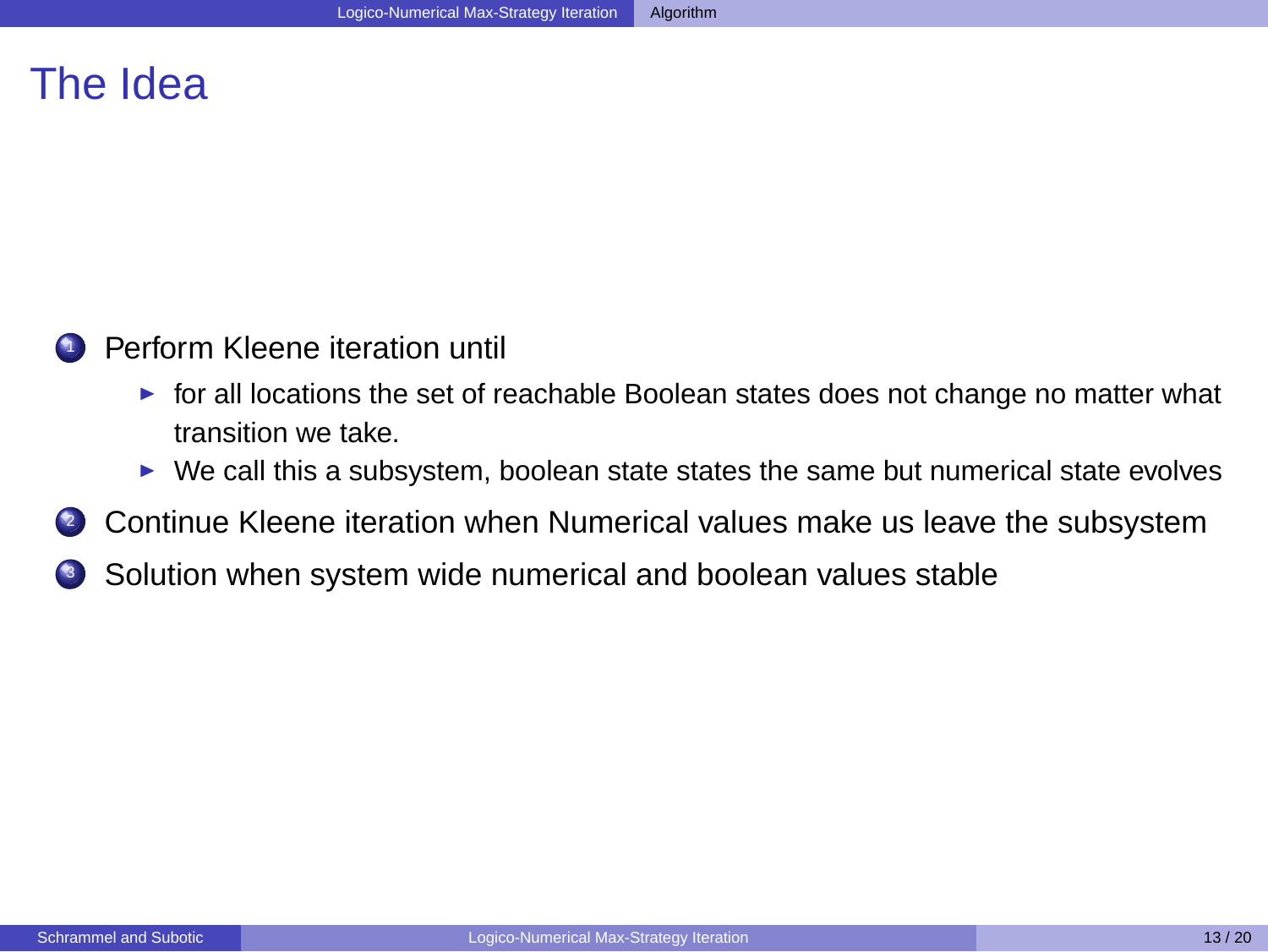# The Idea

1. Perform Kleene iteration until
   - for all locations the set of reachable Boolean states does not change no matter what transition we take.
   - We call this a subsystem, boolean state states the same but numerical state evolves
2. Continue Kleene iteration when Numerical values make us leave the subsystem
3. Solution when system wide numerical and boolean values stable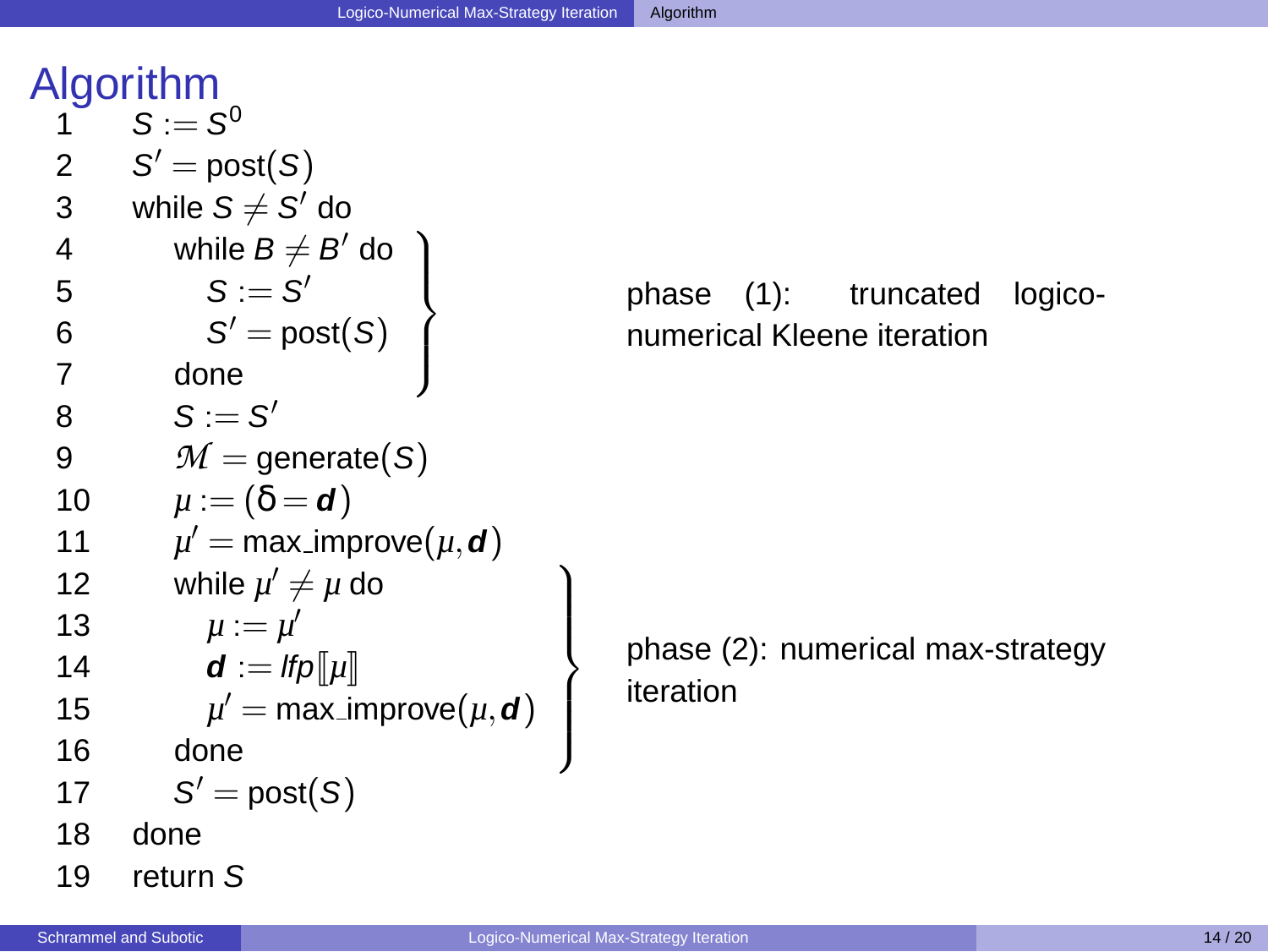# Algorithm

```
1   S := S^0
2   S' = post(S)
3   while S ≠ S' do
4       while B ≠ B' do
5           S := S'
6           S' = post(S)
7       done
8       S := S'
9       M = generate(S)
10      μ := (δ = d)
11      μ' = max_improve(μ, d)
12      while μ' ≠ μ do
13          μ := μ'
14          d := lfp⟦μ⟧
15          μ' = max_improve(μ, d)
16      done
17      S' = post(S)
18  done
19  return S
```

Lines 4–7: phase (1): truncated logico-numerical Kleene iteration

Lines 12–16: phase (2): numerical max-strategy iteration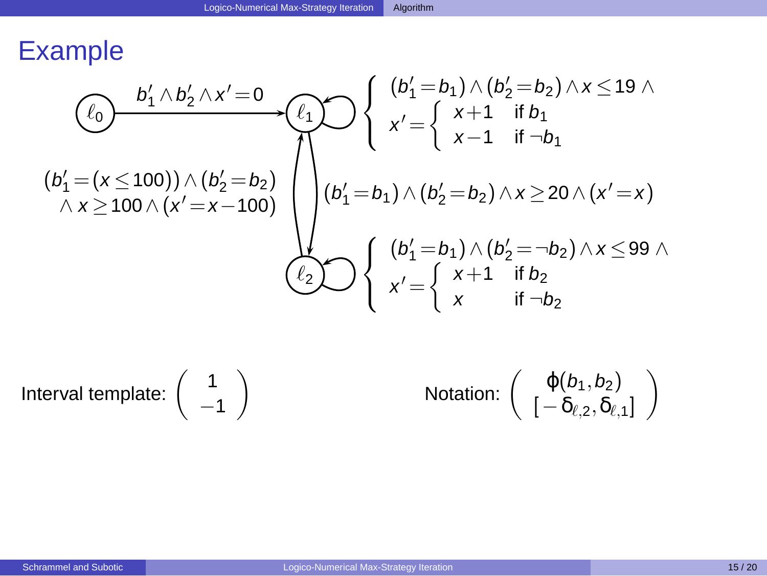# Example

**Transitions:**

- $\ell_0 \to \ell_1$: $b_1' \wedge b_2' \wedge x' = 0$

- $\ell_1 \to \ell_1$:
$$\left\{ \begin{array}{l} (b_1' = b_1) \wedge (b_2' = b_2) \wedge x \leq 19 \wedge \\ x' = \left\{ \begin{array}{ll} x+1 & \text{if } b_1 \\ x-1 & \text{if } \neg b_1 \end{array} \right. \end{array} \right.$$

- $\ell_1 \to \ell_2$: $(b_1' = b_1) \wedge (b_2' = b_2) \wedge x \geq 20 \wedge (x' = x)$

- $\ell_2 \to \ell_1$:
$$(b_1' = (x \leq 100)) \wedge (b_2' = b_2) \wedge x \geq 100 \wedge (x' = x - 100)$$

- $\ell_2 \to \ell_2$:
$$\left\{ \begin{array}{l} (b_1' = b_1) \wedge (b_2' = \neg b_2) \wedge x \leq 99 \wedge \\ x' = \left\{ \begin{array}{ll} x+1 & \text{if } b_2 \\ x & \text{if } \neg b_2 \end{array} \right. \end{array} \right.$$

Interval template: $\begin{pmatrix} 1 \\ -1 \end{pmatrix}$

Notation: $\begin{pmatrix} \phi(b_1, b_2) \\ [-\delta_{\ell,2}, \delta_{\ell,1}] \end{pmatrix}$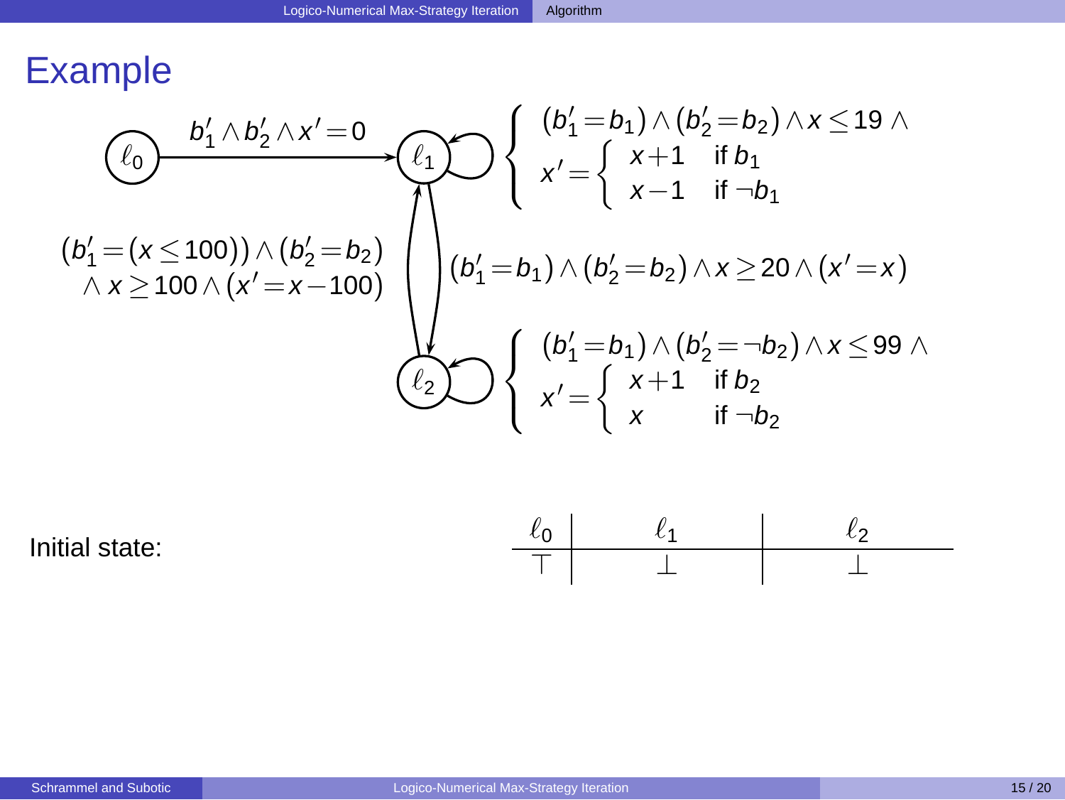# Example

**Transitions:**

- $\ell_0 \to \ell_1$: $b_1' \wedge b_2' \wedge x' = 0$

- $\ell_1 \to \ell_1$ (self-loop):

$$\left\{ \begin{array}{l} (b_1' = b_1) \wedge (b_2' = b_2) \wedge x \leq 19 \wedge \\ x' = \left\{ \begin{array}{ll} x+1 & \text{if } b_1 \\ x-1 & \text{if } \neg b_1 \end{array} \right. \end{array} \right.$$

- $\ell_2 \to \ell_1$: $(b_1' = (x \leq 100)) \wedge (b_2' = b_2) \wedge x \geq 100 \wedge (x' = x - 100)$

- $\ell_1 \to \ell_2$: $(b_1' = b_1) \wedge (b_2' = b_2) \wedge x \geq 20 \wedge (x' = x)$

- $\ell_2 \to \ell_2$ (self-loop):

$$\left\{ \begin{array}{l} (b_1' = b_1) \wedge (b_2' = \neg b_2) \wedge x \leq 99 \wedge \\ x' = \left\{ \begin{array}{ll} x+1 & \text{if } b_2 \\ x & \text{if } \neg b_2 \end{array} \right. \end{array} \right.$$

Initial state:

| $\ell_0$ | $\ell_1$ | $\ell_2$ |
|---|---|---|
| $\top$ | $\bot$ | $\bot$ |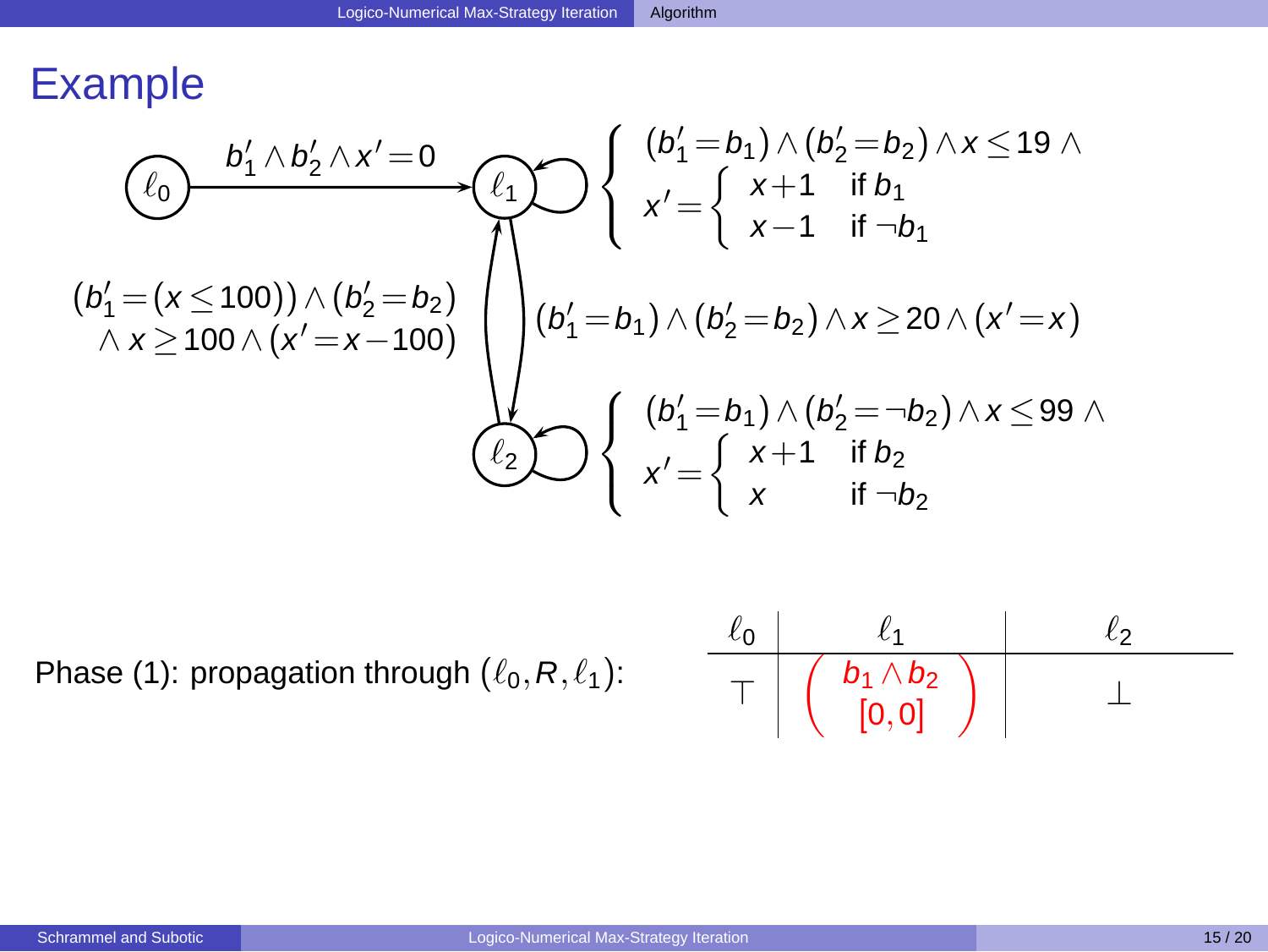# Example

$\ell_0 \xrightarrow{b_1' \wedge b_2' \wedge x'=0} \ell_1$

Self-loop on $\ell_1$:

$$\left\{ \begin{array}{l} (b_1'=b_1) \wedge (b_2'=b_2) \wedge x \leq 19 \wedge \\ x' = \left\{ \begin{array}{ll} x+1 & \text{if } b_1 \\ x-1 & \text{if } \neg b_1 \end{array} \right. \end{array} \right.$$

Edge $\ell_2 \to \ell_1$:

$$(b_1' = (x \leq 100)) \wedge (b_2'=b_2) \wedge x \geq 100 \wedge (x'=x-100)$$

Edge $\ell_1 \to \ell_2$:

$$(b_1'=b_1) \wedge (b_2'=b_2) \wedge x \geq 20 \wedge (x'=x)$$

Self-loop on $\ell_2$:

$$\left\{ \begin{array}{l} (b_1'=b_1) \wedge (b_2'=\neg b_2) \wedge x \leq 99 \wedge \\ x' = \left\{ \begin{array}{ll} x+1 & \text{if } b_2 \\ x & \text{if } \neg b_2 \end{array} \right. \end{array} \right.$$

Phase (1): propagation through $(\ell_0, R, \ell_1)$:

| $\ell_0$ | $\ell_1$ | $\ell_2$ |
|---|---|---|
| $\top$ | $\left( \begin{array}{c} b_1 \wedge b_2 \\ [0,0] \end{array} \right)$ | $\bot$ |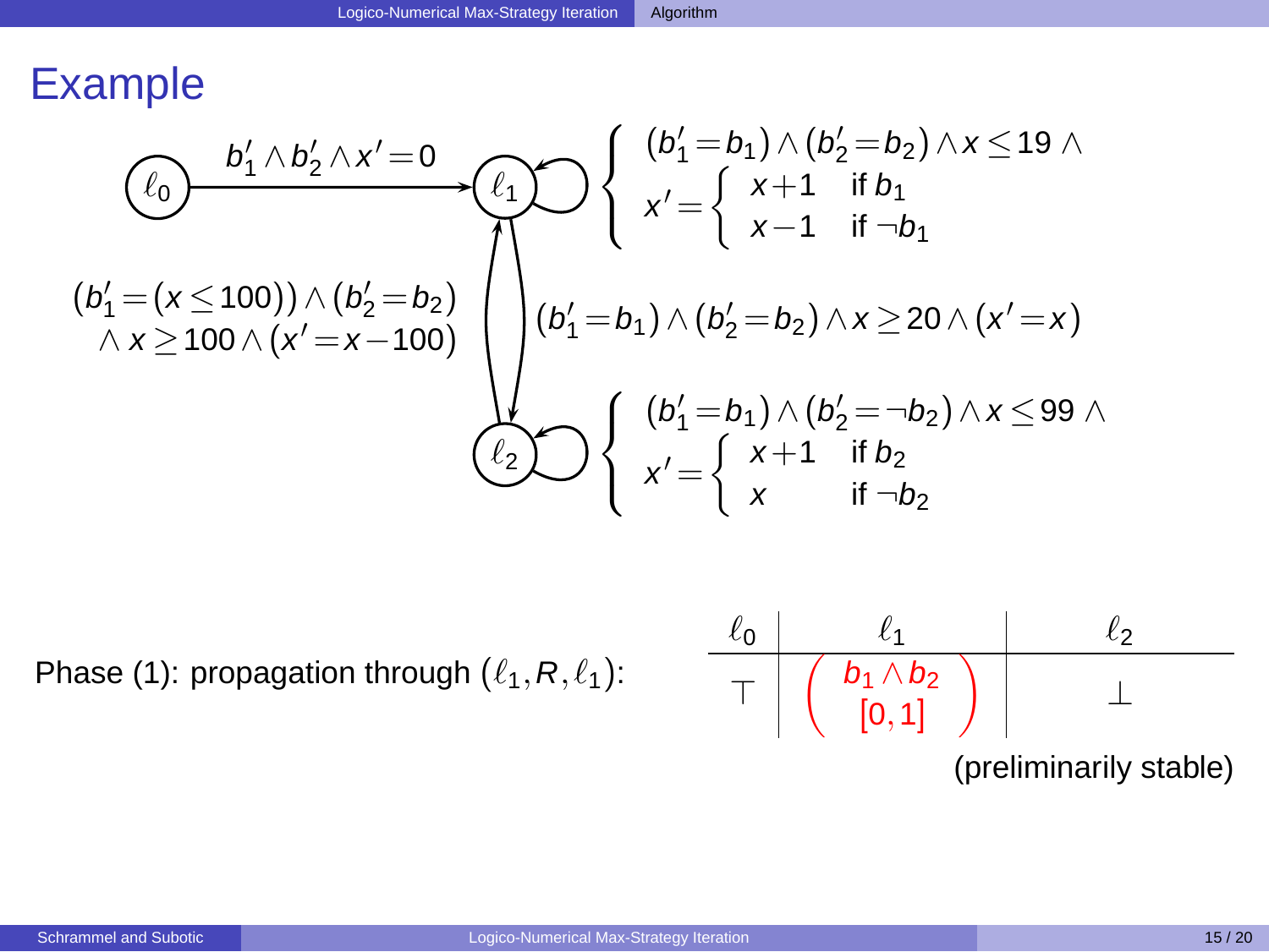# Example

$\ell_0 \xrightarrow{b_1' \wedge b_2' \wedge x' = 0} \ell_1$

Self-loop on $\ell_1$:

$$\left\{ \begin{array}{l} (b_1' = b_1) \wedge (b_2' = b_2) \wedge x \leq 19 \wedge \\ x' = \left\{ \begin{array}{ll} x+1 & \text{if } b_1 \\ x-1 & \text{if } \neg b_1 \end{array} \right. \end{array} \right.$$

$\ell_1 \to \ell_2$: $(b_1' = b_1) \wedge (b_2' = b_2) \wedge x \geq 20 \wedge (x' = x)$

$\ell_2 \to \ell_1$: $(b_1' = (x \leq 100)) \wedge (b_2' = b_2) \wedge x \geq 100 \wedge (x' = x - 100)$

Self-loop on $\ell_2$:

$$\left\{ \begin{array}{l} (b_1' = b_1) \wedge (b_2' = \neg b_2) \wedge x \leq 99 \wedge \\ x' = \left\{ \begin{array}{ll} x+1 & \text{if } b_2 \\ x & \text{if } \neg b_2 \end{array} \right. \end{array} \right.$$

Phase (1): propagation through $(\ell_1, R, \ell_1)$:

| $\ell_0$ | $\ell_1$ | $\ell_2$ |
|---|---|---|
| $\top$ | $\begin{pmatrix} b_1 \wedge b_2 \\ [0,1] \end{pmatrix}$ | $\bot$ |

(preliminarily stable)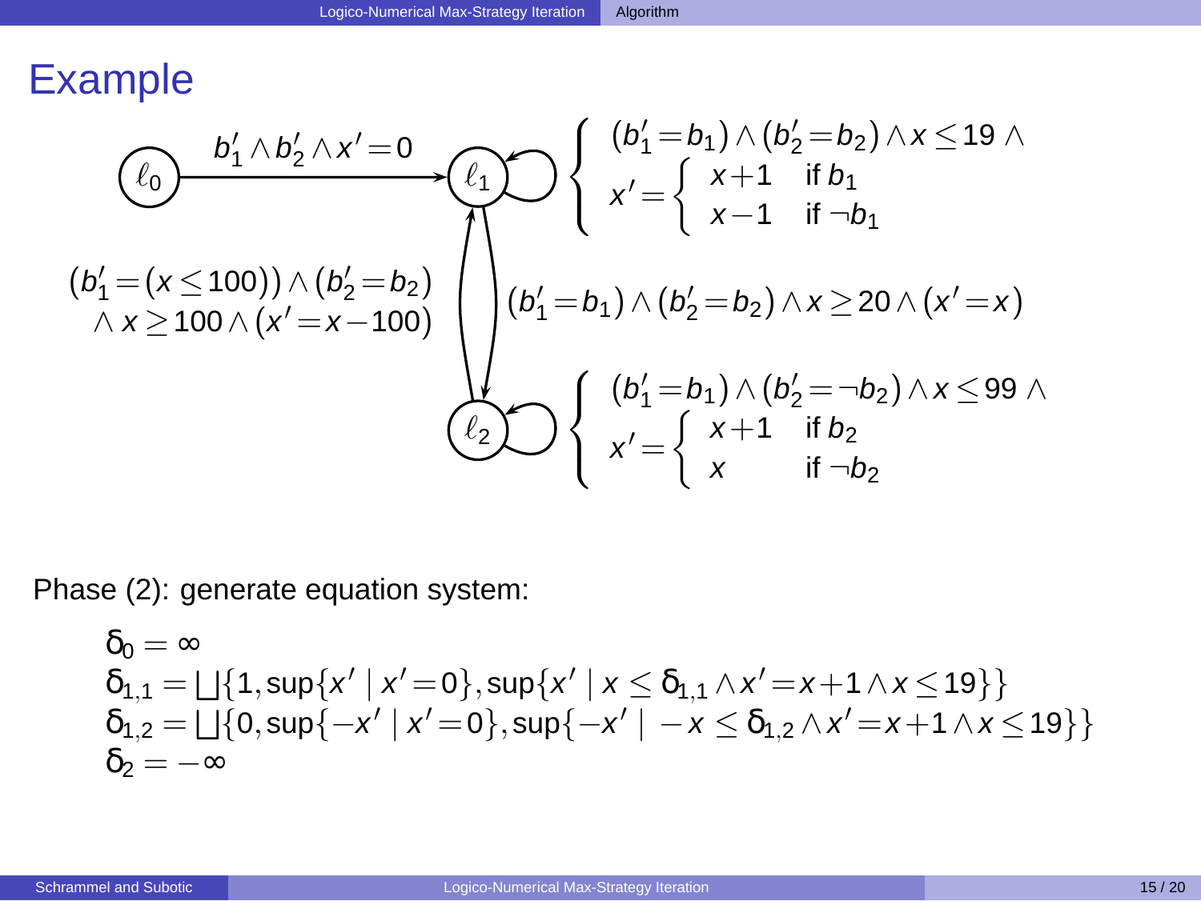# Example

$\ell_0 \xrightarrow{b_1' \wedge b_2' \wedge x' = 0} \ell_1$

Self-loop on $\ell_1$:

$$\left\{ \begin{array}{l} (b_1' = b_1) \wedge (b_2' = b_2) \wedge x \leq 19 \wedge \\ x' = \left\{ \begin{array}{ll} x+1 & \text{if } b_1 \\ x-1 & \text{if } \neg b_1 \end{array} \right. \end{array} \right.$$

$\ell_1 \to \ell_2$: $(b_1' = b_1) \wedge (b_2' = b_2) \wedge x \geq 20 \wedge (x' = x)$

$\ell_2 \to \ell_1$: $(b_1' = (x \leq 100)) \wedge (b_2' = b_2) \wedge x \geq 100 \wedge (x' = x - 100)$

Self-loop on $\ell_2$:

$$\left\{ \begin{array}{l} (b_1' = b_1) \wedge (b_2' = \neg b_2) \wedge x \leq 99 \wedge \\ x' = \left\{ \begin{array}{ll} x+1 & \text{if } b_2 \\ x & \text{if } \neg b_2 \end{array} \right. \end{array} \right.$$

Phase (2): generate equation system:

$$\begin{array}{l}
\delta_0 = \infty \\
\delta_{1,1} = \bigsqcup \{1, \sup\{x' \mid x' = 0\}, \sup\{x' \mid x \leq \delta_{1,1} \wedge x' = x+1 \wedge x \leq 19\}\} \\
\delta_{1,2} = \bigsqcup \{0, \sup\{-x' \mid x' = 0\}, \sup\{-x' \mid -x \leq \delta_{1,2} \wedge x' = x+1 \wedge x \leq 19\}\} \\
\delta_2 = -\infty
\end{array}$$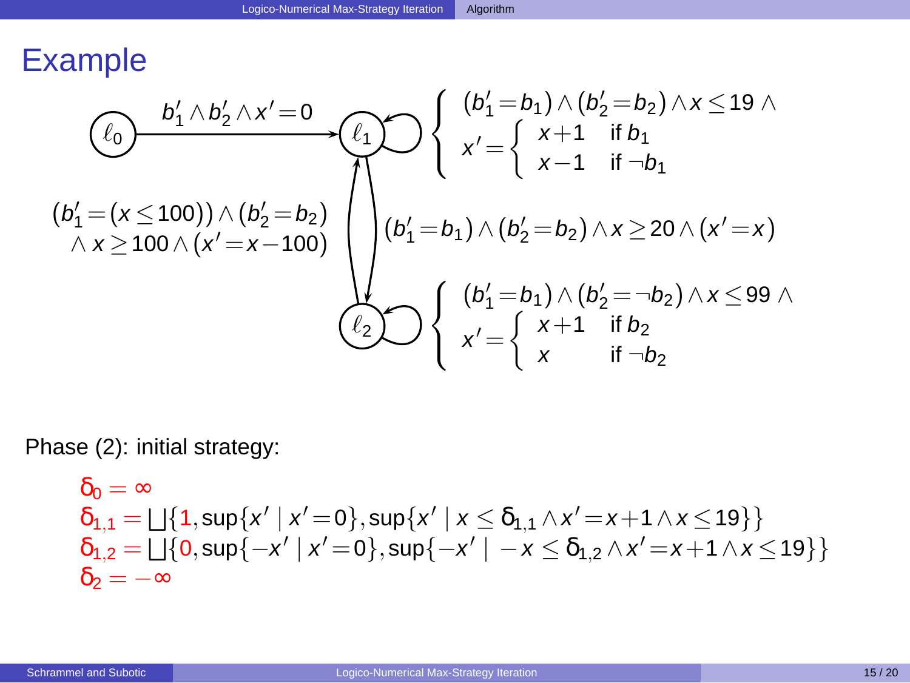# Example

$\ell_0 \xrightarrow{b_1' \wedge b_2' \wedge x' = 0} \ell_1$

Self-loop on $\ell_1$:

$$\left\{ \begin{array}{l} (b_1' = b_1) \wedge (b_2' = b_2) \wedge x \leq 19 \wedge \\ x' = \left\{ \begin{array}{ll} x+1 & \text{if } b_1 \\ x-1 & \text{if } \neg b_1 \end{array} \right. \end{array} \right.$$

$\ell_1 \to \ell_2$: $(b_1' = b_1) \wedge (b_2' = b_2) \wedge x \geq 20 \wedge (x' = x)$

$\ell_2 \to \ell_1$: $(b_1' = (x \leq 100)) \wedge (b_2' = b_2) \wedge x \geq 100 \wedge (x' = x - 100)$

Self-loop on $\ell_2$:

$$\left\{ \begin{array}{l} (b_1' = b_1) \wedge (b_2' = \neg b_2) \wedge x \leq 99 \wedge \\ x' = \left\{ \begin{array}{ll} x+1 & \text{if } b_2 \\ x & \text{if } \neg b_2 \end{array} \right. \end{array} \right.$$

Phase (2): initial strategy:

$$\begin{array}{l}
\delta_0 = \infty \\
\delta_{1,1} = \bigsqcup\{1, \sup\{x' \mid x' = 0\}, \sup\{x' \mid x \leq \delta_{1,1} \wedge x' = x+1 \wedge x \leq 19\}\} \\
\delta_{1,2} = \bigsqcup\{0, \sup\{-x' \mid x' = 0\}, \sup\{-x' \mid -x \leq \delta_{1,2} \wedge x' = x+1 \wedge x \leq 19\}\} \\
\delta_2 = -\infty
\end{array}$$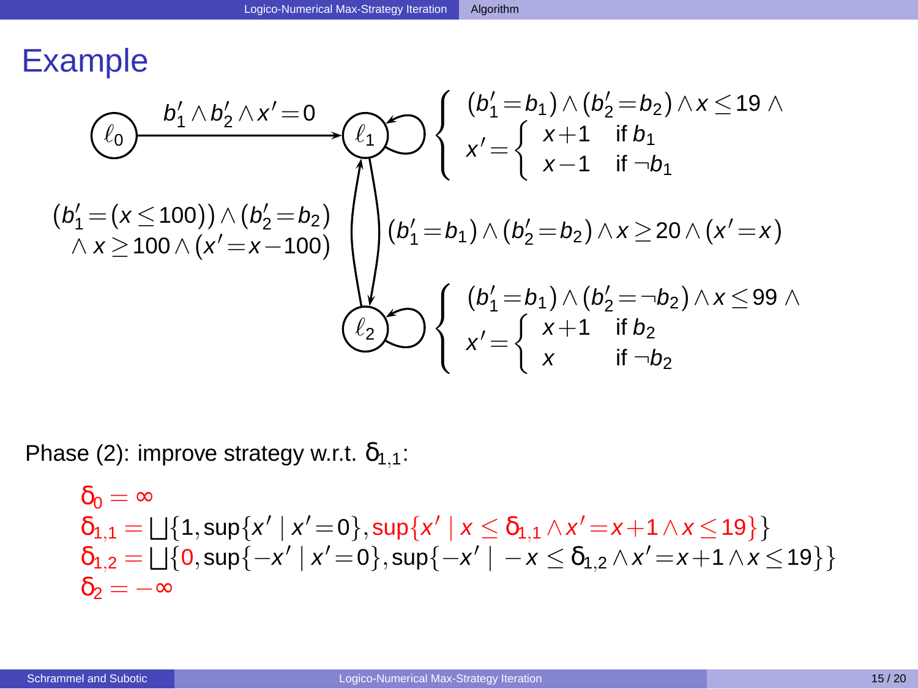# Example

$$\ell_0 \xrightarrow{b_1' \wedge b_2' \wedge x' = 0} \ell_1$$

Self-loop on $\ell_1$:

$$\left\{ \begin{array}{l} (b_1' = b_1) \wedge (b_2' = b_2) \wedge x \leq 19 \wedge \\ x' = \left\{ \begin{array}{ll} x+1 & \text{if } b_1 \\ x-1 & \text{if } \neg b_1 \end{array} \right. \end{array} \right.$$

$\ell_1 \to \ell_2$:

$$(b_1' = b_1) \wedge (b_2' = b_2) \wedge x \geq 20 \wedge (x' = x)$$

$\ell_2 \to \ell_1$:

$$(b_1' = (x \leq 100)) \wedge (b_2' = b_2) \wedge x \geq 100 \wedge (x' = x - 100)$$

Self-loop on $\ell_2$:

$$\left\{ \begin{array}{l} (b_1' = b_1) \wedge (b_2' = \neg b_2) \wedge x \leq 99 \wedge \\ x' = \left\{ \begin{array}{ll} x+1 & \text{if } b_2 \\ x & \text{if } \neg b_2 \end{array} \right. \end{array} \right.$$

Phase (2): improve strategy w.r.t. $\delta_{1,1}$:

$$\begin{array}{l} \delta_0 = \infty \\ \delta_{1,1} = \bigsqcup\{1, \sup\{x' \mid x' = 0\}, \sup\{x' \mid x \leq \delta_{1,1} \wedge x' = x+1 \wedge x \leq 19\}\} \\ \delta_{1,2} = \bigsqcup\{0, \sup\{-x' \mid x' = 0\}, \sup\{-x' \mid -x \leq \delta_{1,2} \wedge x' = x+1 \wedge x \leq 19\}\} \\ \delta_2 = -\infty \end{array}$$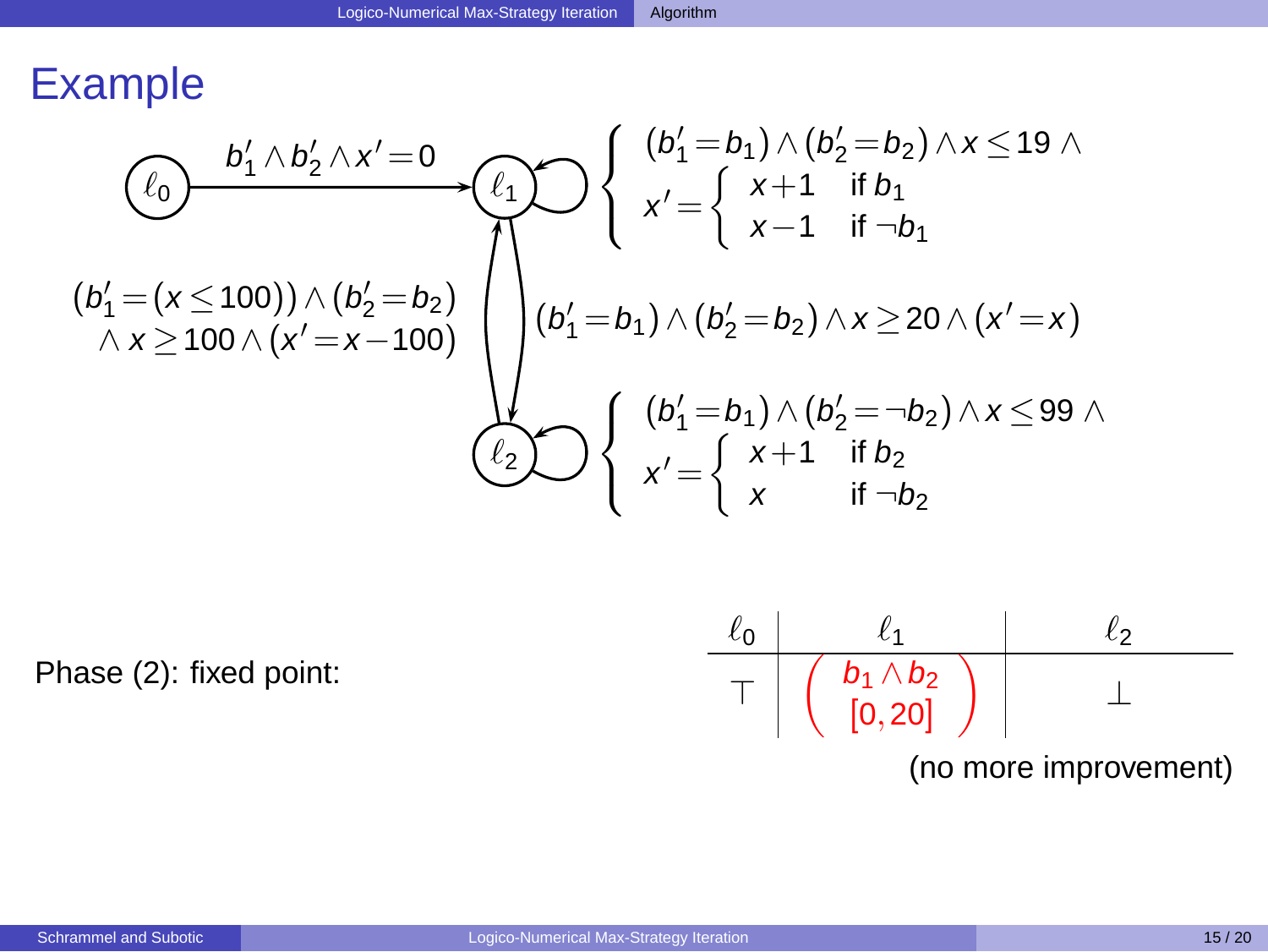# Example

$\ell_0 \xrightarrow{b_1' \wedge b_2' \wedge x'=0} \ell_1$

Self-loop on $\ell_1$:

$$\left\{ \begin{array}{l} (b_1'=b_1) \wedge (b_2'=b_2) \wedge x \leq 19 \wedge \\ x' = \left\{ \begin{array}{ll} x+1 & \text{if } b_1 \\ x-1 & \text{if } \neg b_1 \end{array} \right. \end{array} \right.$$

$\ell_1 \to \ell_2$: $(b_1'=b_1) \wedge (b_2'=b_2) \wedge x \geq 20 \wedge (x'=x)$

$\ell_2 \to \ell_1$: $(b_1'=(x \leq 100)) \wedge (b_2'=b_2) \wedge x \geq 100 \wedge (x'=x-100)$

Self-loop on $\ell_2$:

$$\left\{ \begin{array}{l} (b_1'=b_1) \wedge (b_2'=\neg b_2) \wedge x \leq 99 \wedge \\ x' = \left\{ \begin{array}{ll} x+1 & \text{if } b_2 \\ x & \text{if } \neg b_2 \end{array} \right. \end{array} \right.$$

Phase (2): fixed point:

| $\ell_0$ | $\ell_1$ | $\ell_2$ |
|---|---|---|
| $\top$ | $\left( \begin{array}{c} b_1 \wedge b_2 \\ [0,20] \end{array} \right)$ | $\bot$ |

(no more improvement)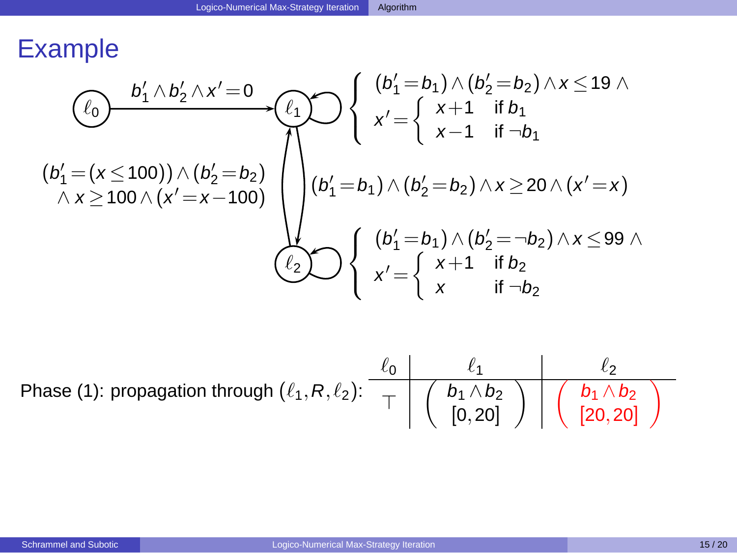# Example

Transitions:

- $\ell_0 \to \ell_1$: $b_1' \wedge b_2' \wedge x' = 0$
- $\ell_1 \to \ell_1$: $$\left\{ \begin{array}{l} (b_1' = b_1) \wedge (b_2' = b_2) \wedge x \leq 19 \wedge \\ x' = \left\{ \begin{array}{ll} x+1 & \text{if } b_1 \\ x-1 & \text{if } \neg b_1 \end{array} \right. \end{array} \right.$$
- $\ell_1 \to \ell_2$: $(b_1' = b_1) \wedge (b_2' = b_2) \wedge x \geq 20 \wedge (x' = x)$
- $\ell_2 \to \ell_1$: $(b_1' = (x \leq 100)) \wedge (b_2' = b_2) \wedge x \geq 100 \wedge (x' = x - 100)$
- $\ell_2 \to \ell_2$: $$\left\{ \begin{array}{l} (b_1' = b_1) \wedge (b_2' = \neg b_2) \wedge x \leq 99 \wedge \\ x' = \left\{ \begin{array}{ll} x+1 & \text{if } b_2 \\ x & \text{if } \neg b_2 \end{array} \right. \end{array} \right.$$

Phase (1): propagation through $(\ell_1, R, \ell_2)$:

| $\ell_0$ | $\ell_1$ | $\ell_2$ |
|---|---|---|
| $\top$ | $\begin{pmatrix} b_1 \wedge b_2 \\ [0, 20] \end{pmatrix}$ | $\begin{pmatrix} b_1 \wedge b_2 \\ [20, 20] \end{pmatrix}$ |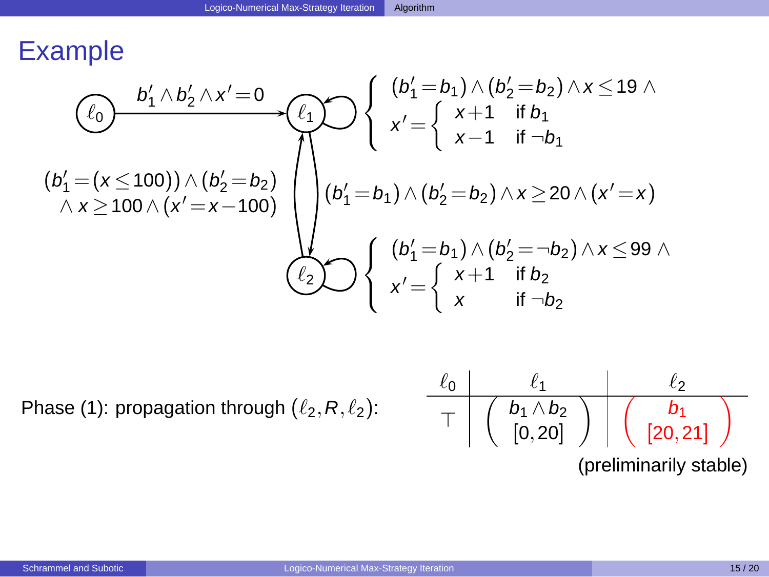# Example

$\ell_0 \xrightarrow{b_1' \wedge b_2' \wedge x' = 0} \ell_1$

Self-loop on $\ell_1$:

$$\left\{ \begin{array}{l} (b_1' = b_1) \wedge (b_2' = b_2) \wedge x \leq 19 \wedge \\ x' = \left\{ \begin{array}{ll} x+1 & \text{if } b_1 \\ x-1 & \text{if } \neg b_1 \end{array} \right. \end{array} \right.$$

Edge $\ell_2 \to \ell_1$:

$$(b_1' = (x \leq 100)) \wedge (b_2' = b_2) \wedge x \geq 100 \wedge (x' = x - 100)$$

Edge $\ell_1 \to \ell_2$:

$$(b_1' = b_1) \wedge (b_2' = b_2) \wedge x \geq 20 \wedge (x' = x)$$

Self-loop on $\ell_2$:

$$\left\{ \begin{array}{l} (b_1' = b_1) \wedge (b_2' = \neg b_2) \wedge x \leq 99 \wedge \\ x' = \left\{ \begin{array}{ll} x+1 & \text{if } b_2 \\ x & \text{if } \neg b_2 \end{array} \right. \end{array} \right.$$

Phase (1): propagation through $(\ell_2, R, \ell_2)$:

| $\ell_0$ | $\ell_1$ | $\ell_2$ |
|---|---|---|
| $\top$ | $\begin{pmatrix} b_1 \wedge b_2 \\ [0,20] \end{pmatrix}$ | $\begin{pmatrix} b_1 \\ [20,21] \end{pmatrix}$ |

(preliminarily stable)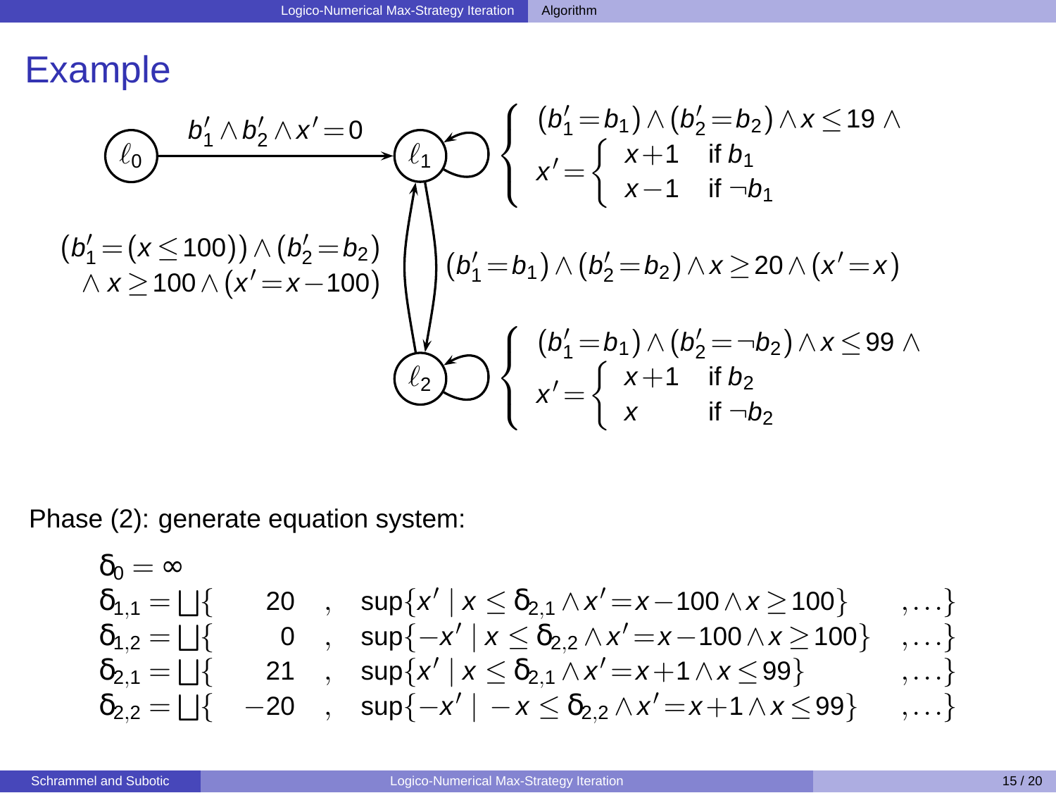# Example

$\ell_0 \xrightarrow{b'_1 \wedge b'_2 \wedge x' = 0} \ell_1$

$\ell_1 \to \ell_1$: $\left\{ \begin{array}{l} (b'_1 = b_1) \wedge (b'_2 = b_2) \wedge x \leq 19 \wedge \\ x' = \left\{ \begin{array}{ll} x+1 & \text{if } b_1 \\ x-1 & \text{if } \neg b_1 \end{array} \right. \end{array} \right.$

$\ell_1 \to \ell_2$: $(b'_1 = b_1) \wedge (b'_2 = b_2) \wedge x \geq 20 \wedge (x' = x)$

$\ell_2 \to \ell_1$: $(b'_1 = (x \leq 100)) \wedge (b'_2 = b_2) \wedge x \geq 100 \wedge (x' = x - 100)$

$\ell_2 \to \ell_2$: $\left\{ \begin{array}{l} (b'_1 = b_1) \wedge (b'_2 = \neg b_2) \wedge x \leq 99 \wedge \\ x' = \left\{ \begin{array}{ll} x+1 & \text{if } b_2 \\ x & \text{if } \neg b_2 \end{array} \right. \end{array} \right.$

Phase (2): generate equation system:

$$
\begin{array}{lllll}
\delta_0 = \infty & & & & \\
\delta_{1,1} = \bigsqcup\{ & 20 & , & \sup\{x' \mid x \leq \delta_{2,1} \wedge x' = x - 100 \wedge x \geq 100\} & , \ldots\} \\
\delta_{1,2} = \bigsqcup\{ & 0 & , & \sup\{-x' \mid x \leq \delta_{2,2} \wedge x' = x - 100 \wedge x \geq 100\} & , \ldots\} \\
\delta_{2,1} = \bigsqcup\{ & 21 & , & \sup\{x' \mid x \leq \delta_{2,1} \wedge x' = x + 1 \wedge x \leq 99\} & , \ldots\} \\
\delta_{2,2} = \bigsqcup\{ & -20 & , & \sup\{-x' \mid -x \leq \delta_{2,2} \wedge x' = x + 1 \wedge x \leq 99\} & , \ldots\}
\end{array}
$$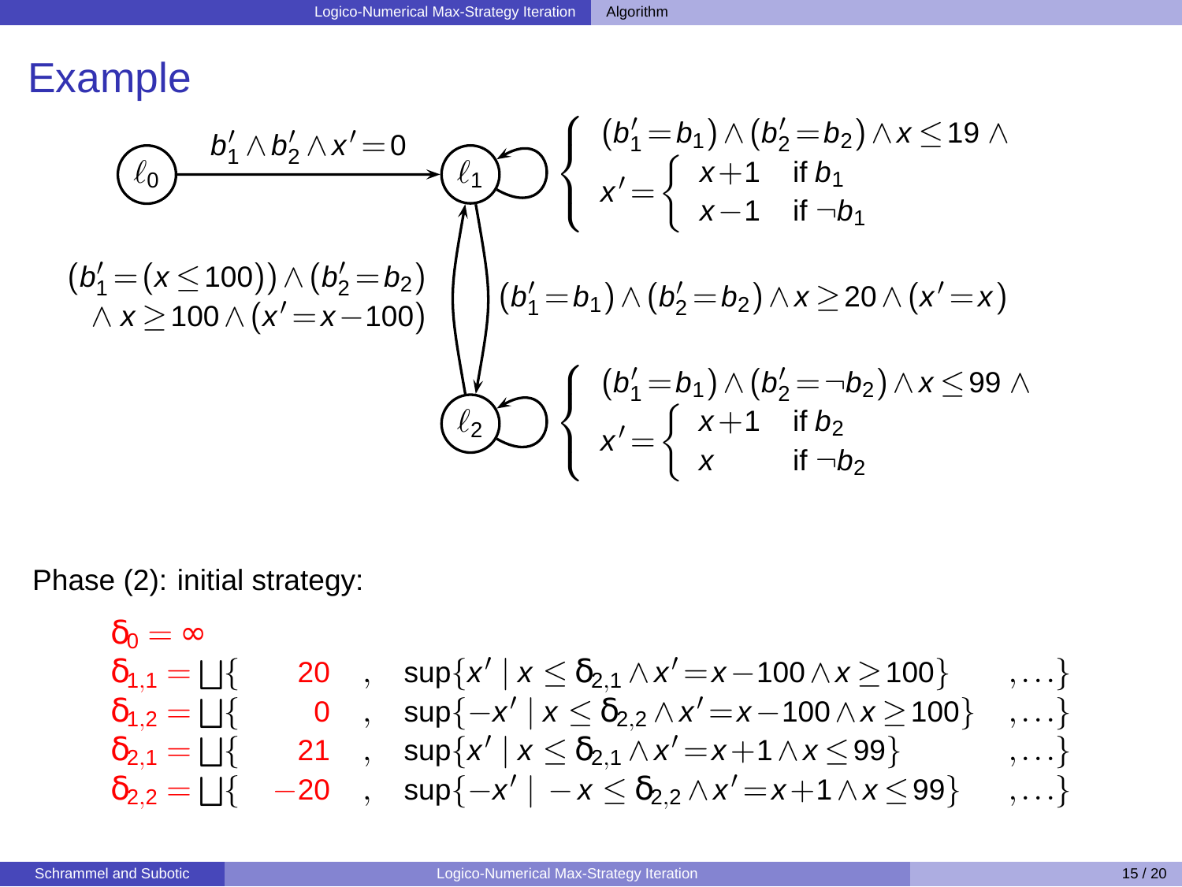# Example

$\ell_0 \xrightarrow{b_1' \wedge b_2' \wedge x'=0} \ell_1$

$\ell_1$ self-loop:

$$\left\{ \begin{array}{l} (b_1'=b_1) \wedge (b_2'=b_2) \wedge x \leq 19 \wedge \\ x' = \left\{ \begin{array}{ll} x+1 & \text{if } b_1 \\ x-1 & \text{if } \neg b_1 \end{array} \right. \end{array} \right.$$

$\ell_1 \to \ell_2$: $(b_1'=b_1) \wedge (b_2'=b_2) \wedge x \geq 20 \wedge (x'=x)$

$\ell_2 \to \ell_1$: $(b_1'=(x \leq 100)) \wedge (b_2'=b_2) \wedge x \geq 100 \wedge (x'=x-100)$

$\ell_2$ self-loop:

$$\left\{ \begin{array}{l} (b_1'=b_1) \wedge (b_2'=\neg b_2) \wedge x \leq 99 \wedge \\ x' = \left\{ \begin{array}{ll} x+1 & \text{if } b_2 \\ x & \text{if } \neg b_2 \end{array} \right. \end{array} \right.$$

Phase (2): initial strategy:

$$
\begin{array}{ll}
\delta_0 = \infty & \\
\delta_{1,1} = \bigsqcup\{ \;\; 20 \;\;, & \sup\{x' \mid x \leq \delta_{2,1} \wedge x'=x-100 \wedge x \geq 100\} \;\;, \ldots\} \\
\delta_{1,2} = \bigsqcup\{ \;\; 0 \;\;, & \sup\{-x' \mid x \leq \delta_{2,2} \wedge x'=x-100 \wedge x \geq 100\} \;\;, \ldots\} \\
\delta_{2,1} = \bigsqcup\{ \;\; 21 \;\;, & \sup\{x' \mid x \leq \delta_{2,1} \wedge x'=x+1 \wedge x \leq 99\} \;\;, \ldots\} \\
\delta_{2,2} = \bigsqcup\{ \; -20 \;\;, & \sup\{-x' \mid -x \leq \delta_{2,2} \wedge x'=x+1 \wedge x \leq 99\} \;\;, \ldots\}
\end{array}
$$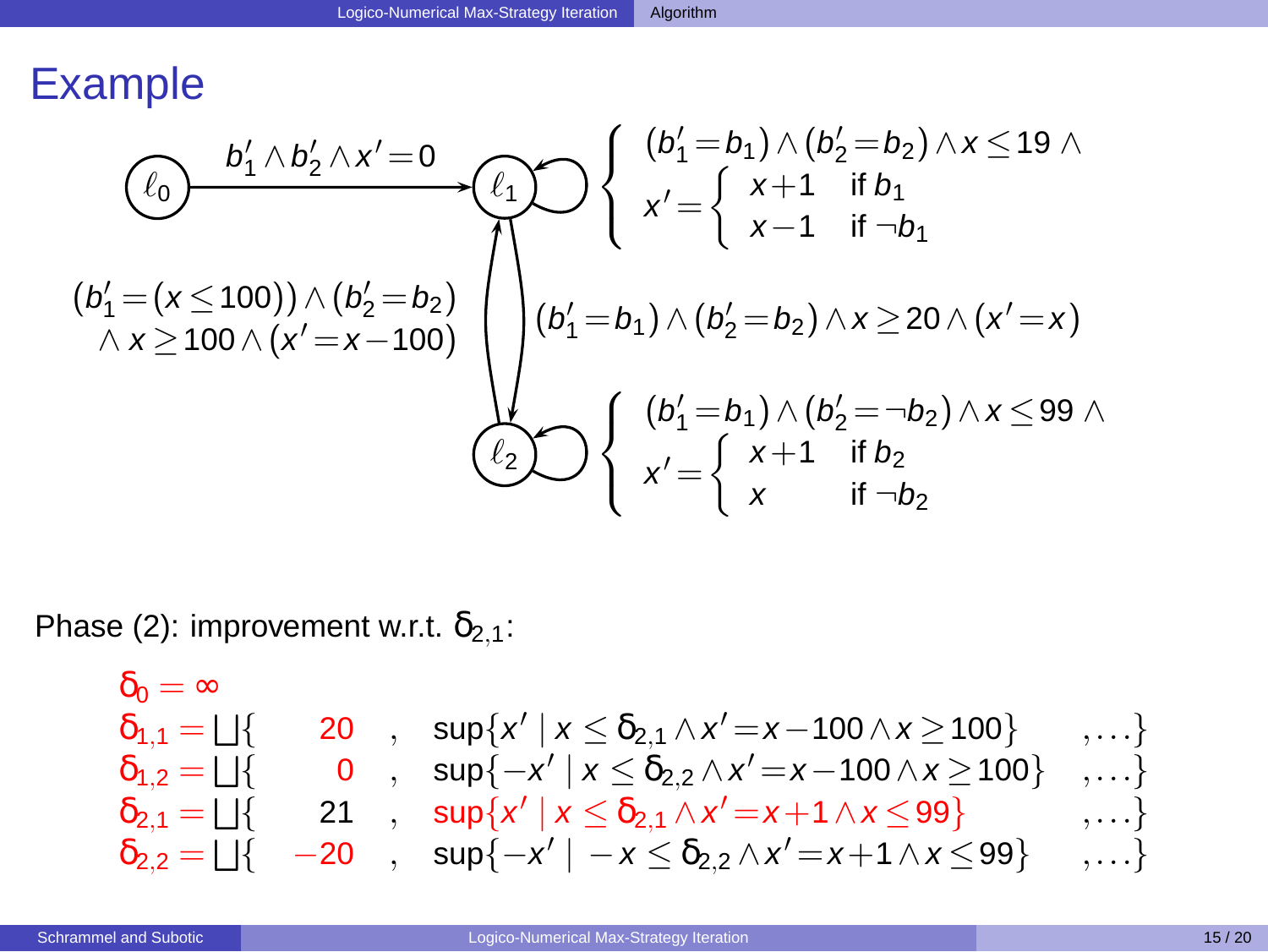# Example

$\ell_0 \xrightarrow{b_1' \wedge b_2' \wedge x'=0} \ell_1$

Self-loop at $\ell_1$:

$$\left\{ \begin{array}{l} (b_1'=b_1) \wedge (b_2'=b_2) \wedge x \leq 19 \wedge \\ x' = \left\{ \begin{array}{ll} x+1 & \text{if } b_1 \\ x-1 & \text{if } \neg b_1 \end{array} \right. \end{array} \right.$$

Transition $\ell_1 \to \ell_2$:

$$(b_1'=b_1) \wedge (b_2'=b_2) \wedge x \geq 20 \wedge (x'=x)$$

Transition $\ell_2 \to \ell_1$:

$$(b_1'=(x \leq 100)) \wedge (b_2'=b_2) \wedge x \geq 100 \wedge (x'=x-100)$$

Self-loop at $\ell_2$:

$$\left\{ \begin{array}{l} (b_1'=b_1) \wedge (b_2'=\neg b_2) \wedge x \leq 99 \wedge \\ x' = \left\{ \begin{array}{ll} x+1 & \text{if } b_2 \\ x & \text{if } \neg b_2 \end{array} \right. \end{array} \right.$$

Phase (2): improvement w.r.t. $\delta_{2,1}$:

$$\begin{array}{lrll}
\delta_0 = \infty & & & \\
\delta_{1,1} = \bigsqcup\{ & 20 & , \ \sup\{x' \mid x \leq \delta_{2,1} \wedge x'=x-100 \wedge x \geq 100\} & ,\ldots\} \\
\delta_{1,2} = \bigsqcup\{ & 0 & , \ \sup\{-x' \mid x \leq \delta_{2,2} \wedge x'=x-100 \wedge x \geq 100\} & ,\ldots\} \\
\delta_{2,1} = \bigsqcup\{ & 21 & , \ \sup\{x' \mid x \leq \delta_{2,1} \wedge x'=x+1 \wedge x \leq 99\} & ,\ldots\} \\
\delta_{2,2} = \bigsqcup\{ & -20 & , \ \sup\{-x' \mid -x \leq \delta_{2,2} \wedge x'=x+1 \wedge x \leq 99\} & ,\ldots\}
\end{array}$$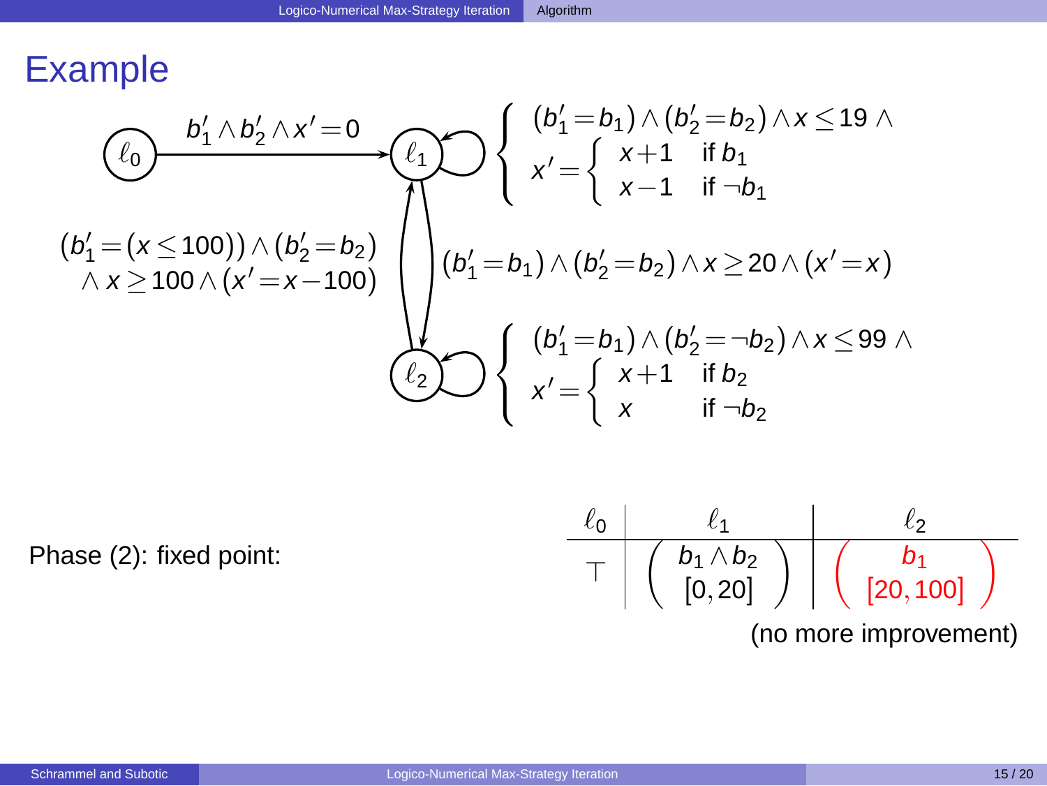# Example

$\ell_0 \xrightarrow{b_1' \wedge b_2' \wedge x'=0} \ell_1$

Self-loop on $\ell_1$:

$$\left\{ \begin{array}{l} (b_1'=b_1) \wedge (b_2'=b_2) \wedge x \leq 19 \wedge \\ x' = \left\{ \begin{array}{ll} x+1 & \text{if } b_1 \\ x-1 & \text{if } \neg b_1 \end{array} \right. \end{array} \right.$$

$\ell_1 \to \ell_2$: $(b_1'=b_1) \wedge (b_2'=b_2) \wedge x \geq 20 \wedge (x'=x)$

$\ell_2 \to \ell_1$: $(b_1'=(x \leq 100)) \wedge (b_2'=b_2) \wedge x \geq 100 \wedge (x'=x-100)$

Self-loop on $\ell_2$:

$$\left\{ \begin{array}{l} (b_1'=b_1) \wedge (b_2'=\neg b_2) \wedge x \leq 99 \wedge \\ x' = \left\{ \begin{array}{ll} x+1 & \text{if } b_2 \\ x & \text{if } \neg b_2 \end{array} \right. \end{array} \right.$$

Phase (2): fixed point:

| $\ell_0$ | $\ell_1$ | $\ell_2$ |
|---|---|---|
| $\top$ | $\begin{pmatrix} b_1 \wedge b_2 \\ [0,20] \end{pmatrix}$ | $\begin{pmatrix} b_1 \\ [20,100] \end{pmatrix}$ |

(no more improvement)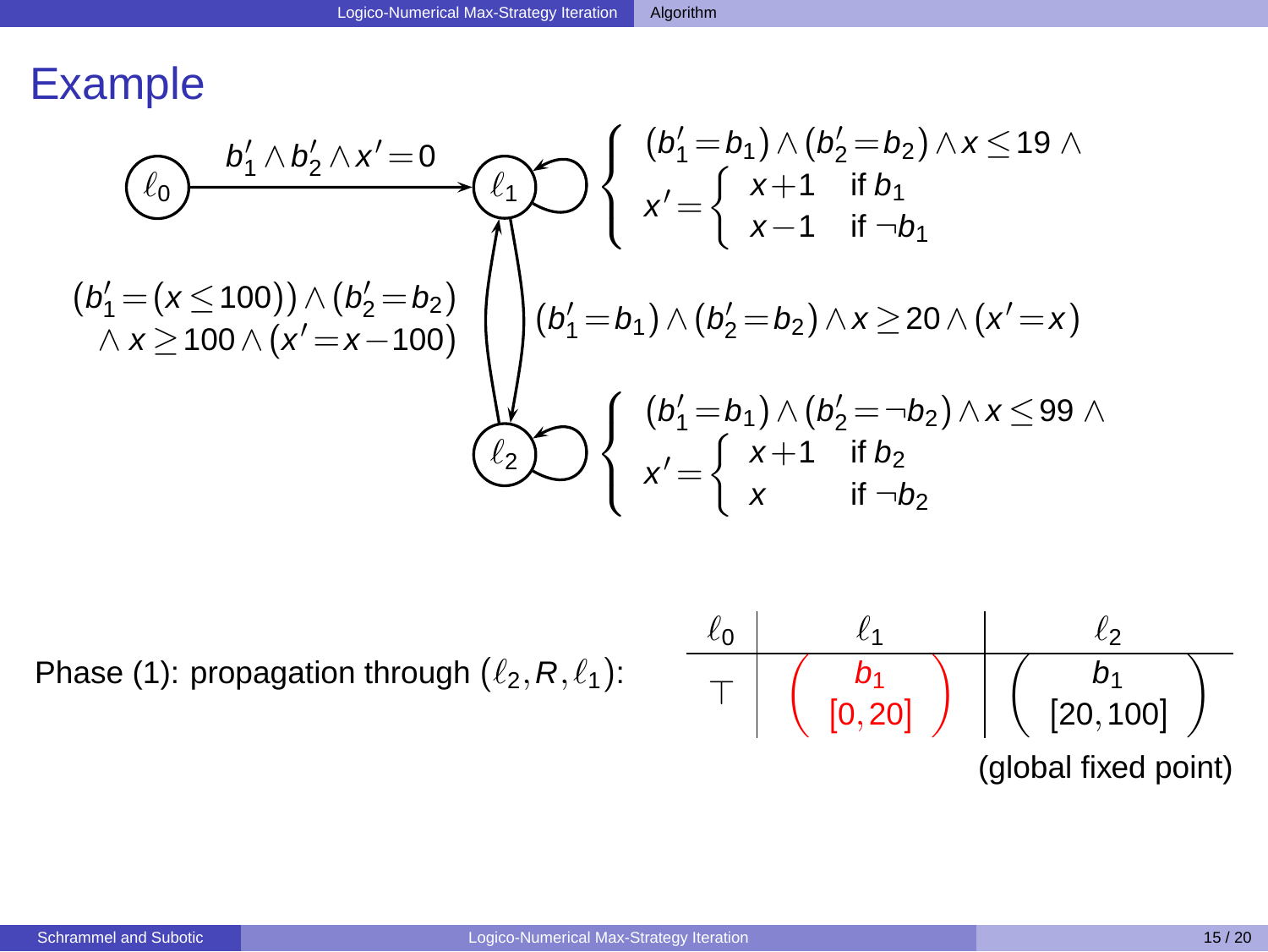# Example

$\ell_0 \xrightarrow{b_1' \wedge b_2' \wedge x' = 0} \ell_1$

Self-loop at $\ell_1$:

$$\left\{ \begin{array}{l} (b_1' = b_1) \wedge (b_2' = b_2) \wedge x \leq 19 \wedge \\ x' = \left\{ \begin{array}{ll} x+1 & \text{if } b_1 \\ x-1 & \text{if } \neg b_1 \end{array} \right. \end{array} \right.$$

$\ell_1 \to \ell_2$: $(b_1' = b_1) \wedge (b_2' = b_2) \wedge x \geq 20 \wedge (x' = x)$

$\ell_2 \to \ell_1$: $(b_1' = (x \leq 100)) \wedge (b_2' = b_2) \wedge x \geq 100 \wedge (x' = x - 100)$

Self-loop at $\ell_2$:

$$\left\{ \begin{array}{l} (b_1' = b_1) \wedge (b_2' = \neg b_2) \wedge x \leq 99 \wedge \\ x' = \left\{ \begin{array}{ll} x+1 & \text{if } b_2 \\ x & \text{if } \neg b_2 \end{array} \right. \end{array} \right.$$

Phase (1): propagation through $(\ell_2, R, \ell_1)$:

| $\ell_0$ | $\ell_1$ | $\ell_2$ |
|---|---|---|
| $\top$ | $\begin{pmatrix} b_1 \\ [0, 20] \end{pmatrix}$ | $\begin{pmatrix} b_1 \\ [20, 100] \end{pmatrix}$ |

(global fixed point)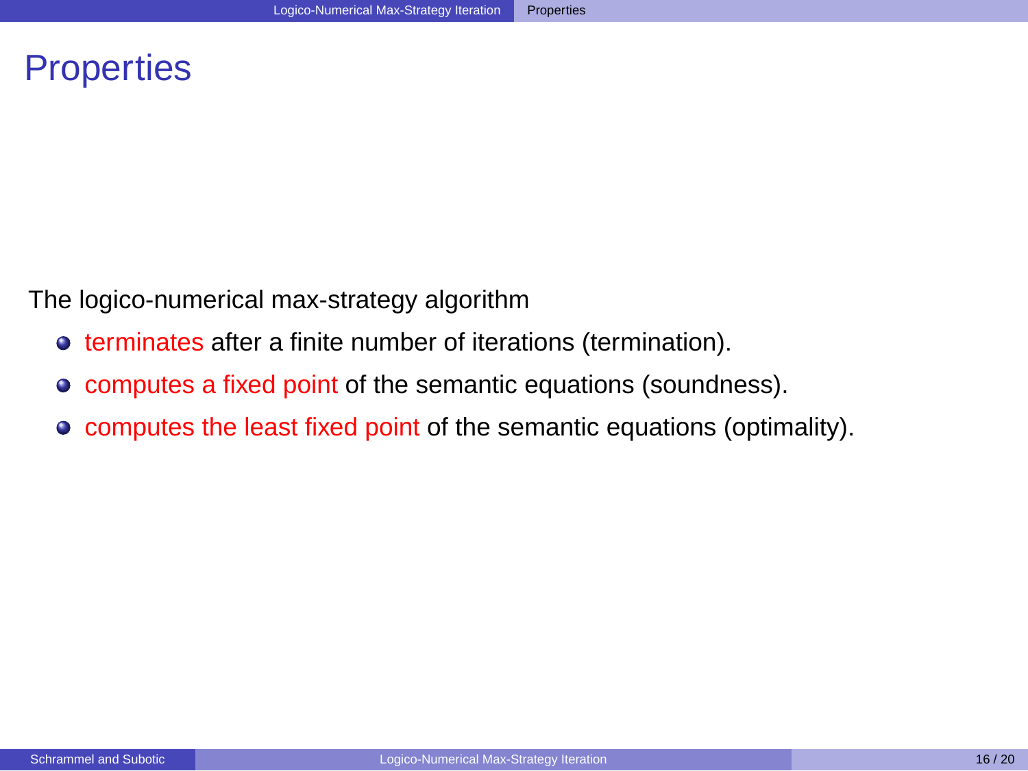# Properties

The logico-numerical max-strategy algorithm

- terminates after a finite number of iterations (termination).
- computes a fixed point of the semantic equations (soundness).
- computes the least fixed point of the semantic equations (optimality).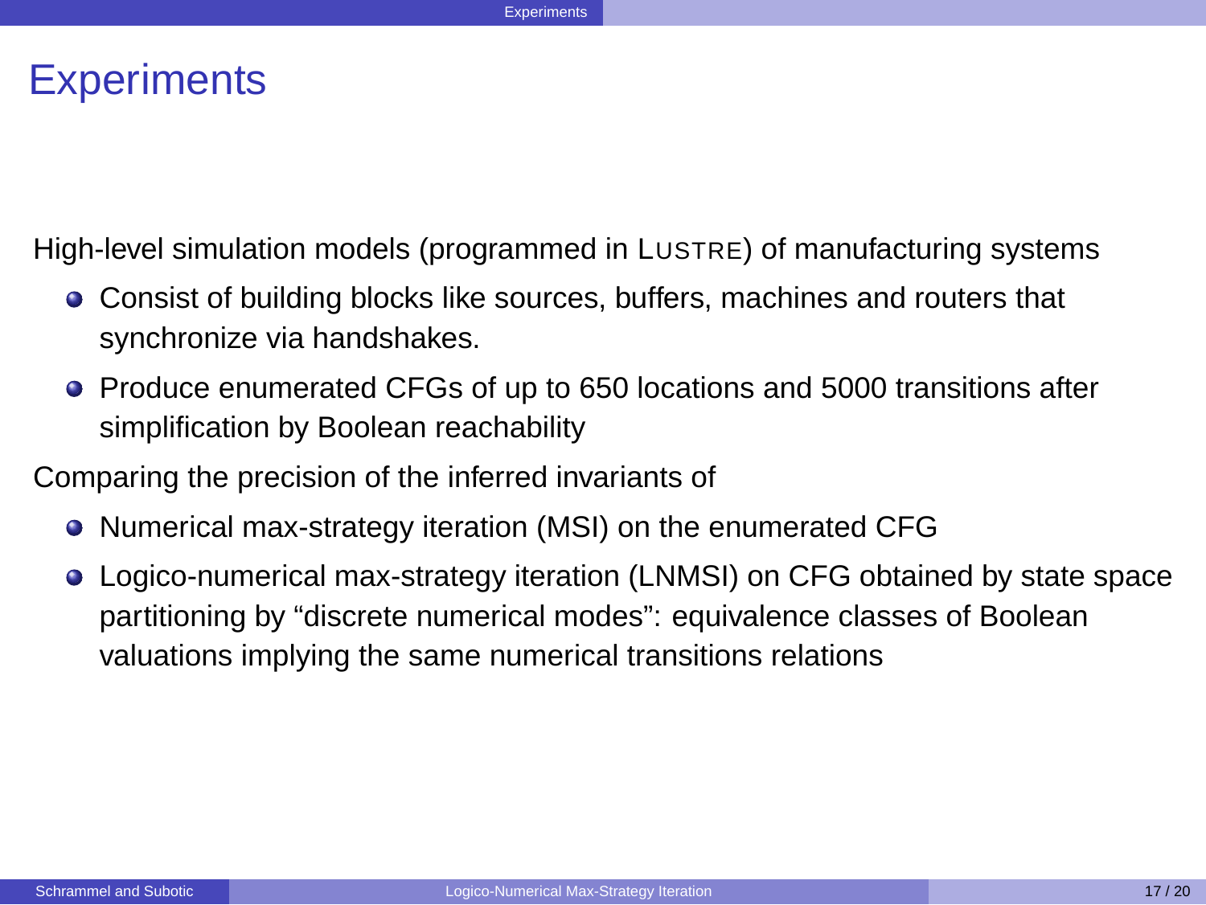# Experiments

High-level simulation models (programmed in LUSTRE) of manufacturing systems

- Consist of building blocks like sources, buffers, machines and routers that synchronize via handshakes.
- Produce enumerated CFGs of up to 650 locations and 5000 transitions after simplification by Boolean reachability

Comparing the precision of the inferred invariants of

- Numerical max-strategy iteration (MSI) on the enumerated CFG
- Logico-numerical max-strategy iteration (LNMSI) on CFG obtained by state space partitioning by "discrete numerical modes": equivalence classes of Boolean valuations implying the same numerical transitions relations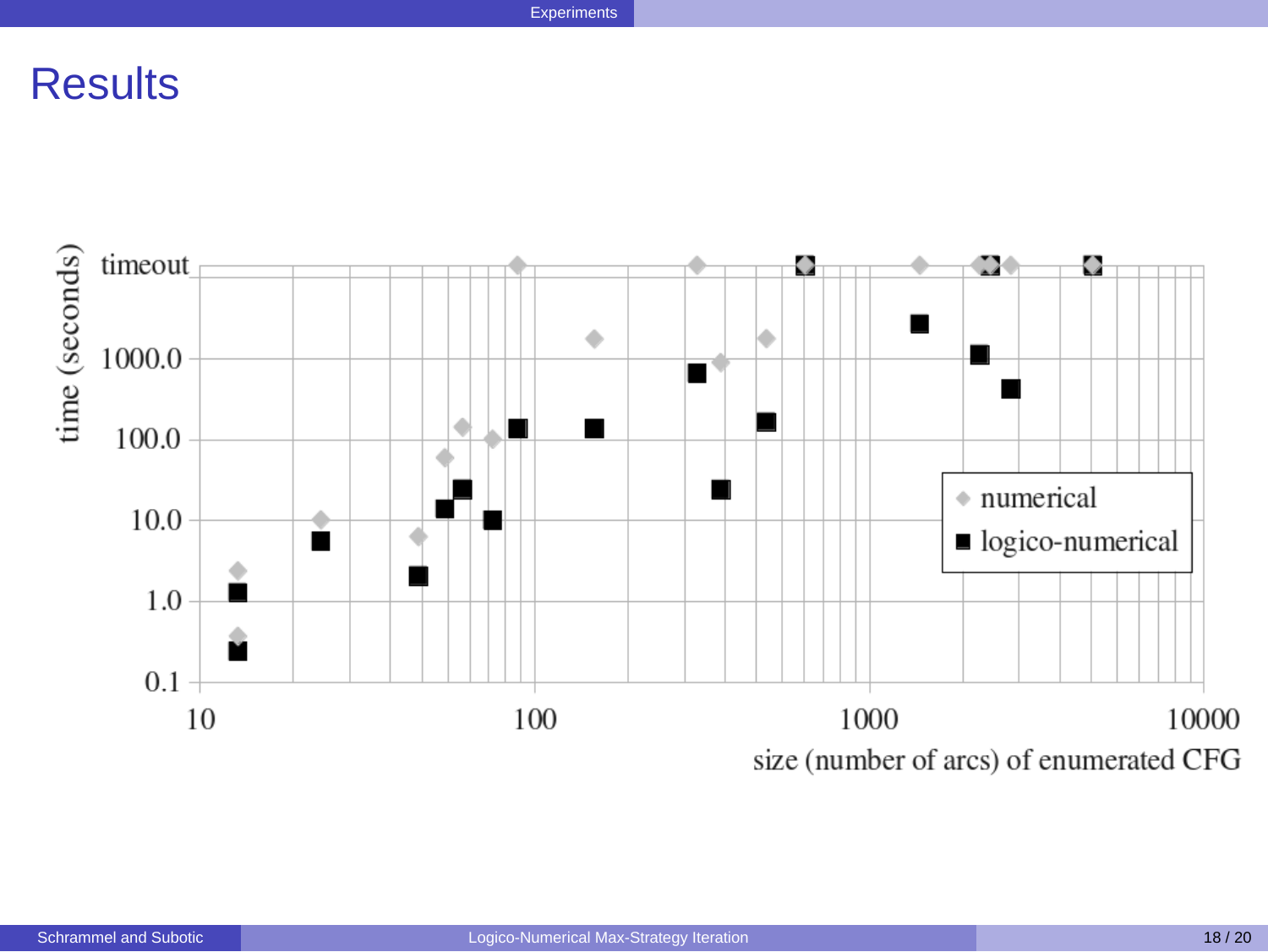# Results

time (seconds)

timeout

1000.0

100.0

10.0

1.0

0.1

10 100 1000 10000

size (number of arcs) of enumerated CFG

- numerical
- logico-numerical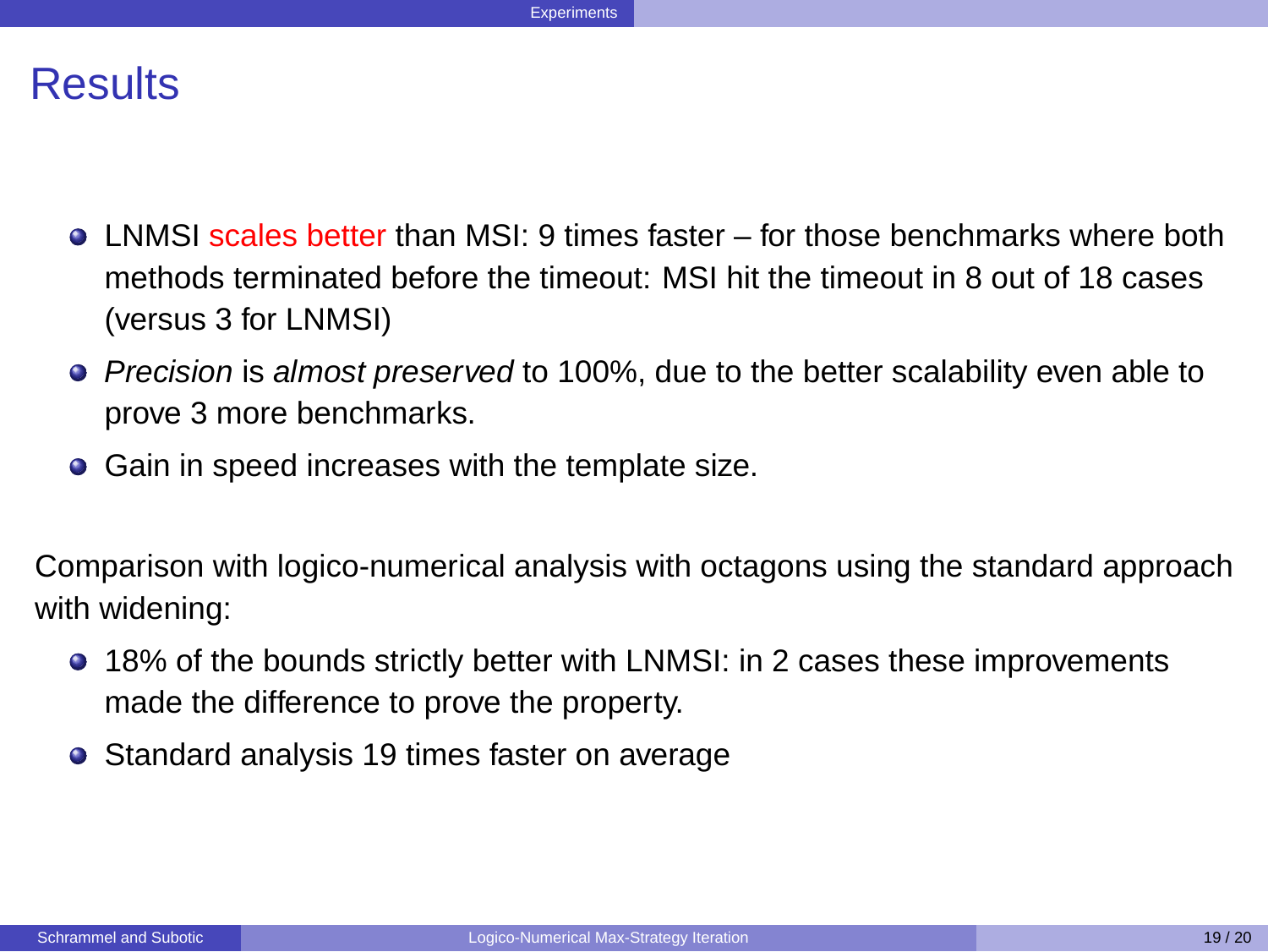# Results

- LNMSI scales better than MSI: 9 times faster – for those benchmarks where both methods terminated before the timeout: MSI hit the timeout in 8 out of 18 cases (versus 3 for LNMSI)
- *Precision* is *almost preserved* to 100%, due to the better scalability even able to prove 3 more benchmarks.
- Gain in speed increases with the template size.

Comparison with logico-numerical analysis with octagons using the standard approach with widening:

- 18% of the bounds strictly better with LNMSI: in 2 cases these improvements made the difference to prove the property.
- Standard analysis 19 times faster on average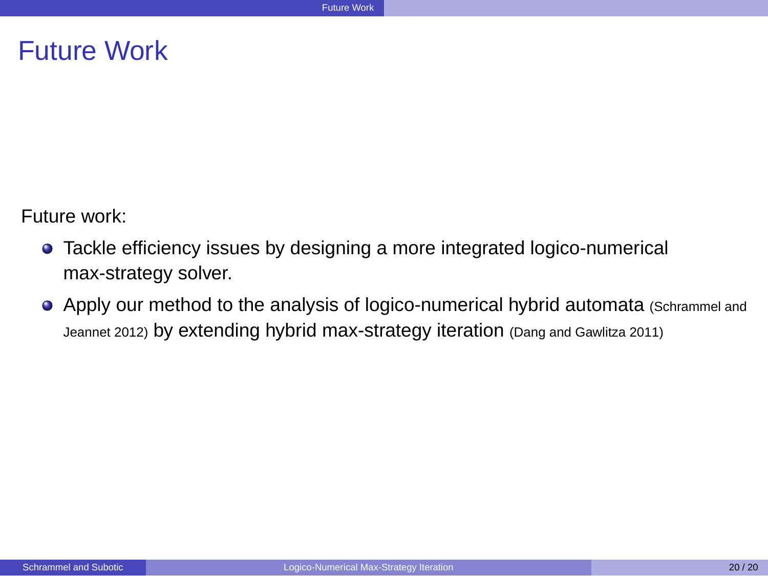# Future Work

Future work:

- Tackle efficiency issues by designing a more integrated logico-numerical max-strategy solver.
- Apply our method to the analysis of logico-numerical hybrid automata (Schrammel and Jeannet 2012) by extending hybrid max-strategy iteration (Dang and Gawlitza 2011)